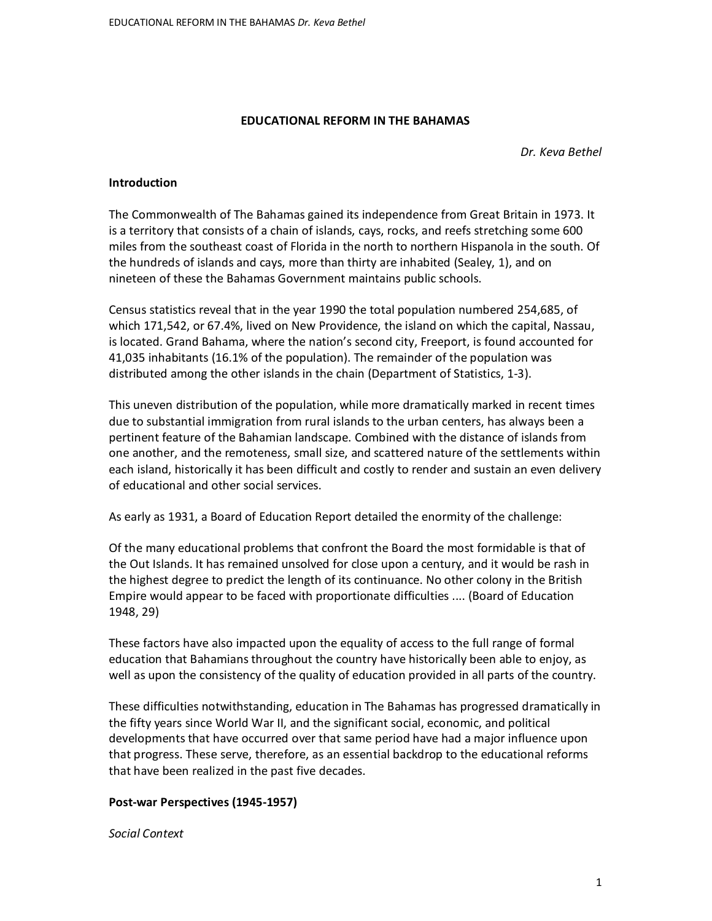# EDUCATIONAL REFORM IN THE BAHAMAS

*Dr. Keva Bethel*

## Introduction

The Commonwealth of The Bahamas gained its independence from Great Britain in 1973. It is a territory that consists of a chain of islands, cays, rocks, and reefs stretching some 600 miles from the southeast coast of Florida in the north to northern Hispanola in the south. Of the hundreds of islands and cays, more than thirty are inhabited (Sealey, 1), and on nineteen of these the Bahamas Government maintains public schools.

Census statistics reveal that in the year 1990 the total population numbered 254,685, of which 171,542, or 67.4%, lived on New Providence, the island on which the capital, Nassau, is located. Grand Bahama, where the nation's second city, Freeport, is found accounted for 41,035 inhabitants (16.1% of the population). The remainder of the population was distributed among the other islands in the chain (Department of Statistics, 1-3).

This uneven distribution of the population, while more dramatically marked in recent times due to substantial immigration from rural islands to the urban centers, has always been a pertinent feature of the Bahamian landscape. Combined with the distance of islands from one another, and the remoteness, small size, and scattered nature of the settlements within each island, historically it has been difficult and costly to render and sustain an even delivery of educational and other social services.

As early as 1931, a Board of Education Report detailed the enormity of the challenge:

Of the many educational problems that confront the Board the most formidable is that of the Out Islands. It has remained unsolved for close upon a century, and it would be rash in the highest degree to predict the length of its continuance. No other colony in the British Empire would appear to be faced with proportionate difficulties .... (Board of Education 1948, 29)

These factors have also impacted upon the equality of access to the full range of formal education that Bahamians throughout the country have historically been able to enjoy, as well as upon the consistency of the quality of education provided in all parts of the country.

These difficulties notwithstanding, education in The Bahamas has progressed dramatically in the fifty years since World War II, and the significant social, economic, and political developments that have occurred over that same period have had a major influence upon that progress. These serve, therefore, as an essential backdrop to the educational reforms that have been realized in the past five decades.

## Post-war Perspectives (1945-1957)

*Social Context*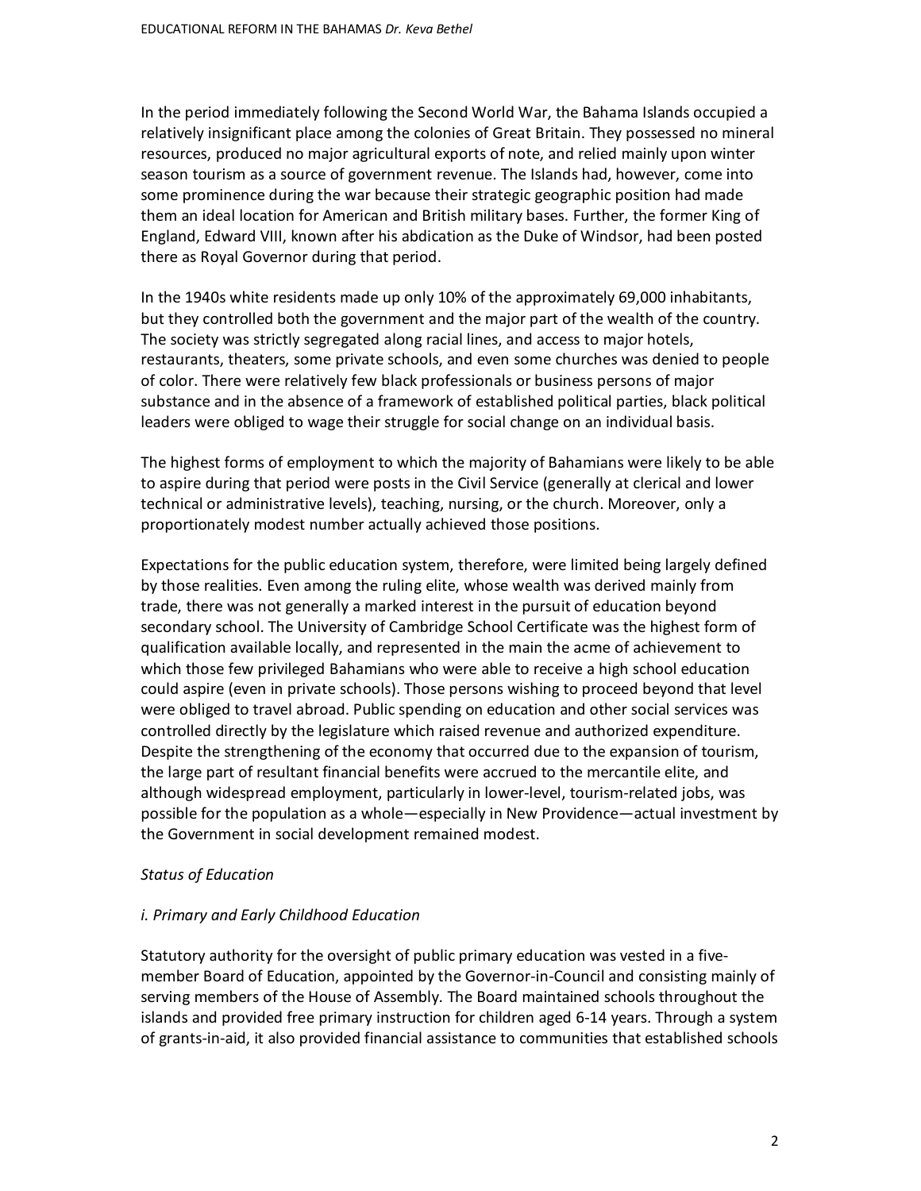In the period immediately following the Second World War, the Bahama Islands occupied a relatively insignificant place among the colonies of Great Britain. They possessed no mineral resources, produced no major agricultural exports of note, and relied mainly upon winter season tourism as a source of government revenue. The Islands had, however, come into some prominence during the war because their strategic geographic position had made them an ideal location for American and British military bases. Further, the former King of England, Edward VIII, known after his abdication as the Duke of Windsor, had been posted there as Royal Governor during that period.

In the 1940s white residents made up only 10% of the approximately 69,000 inhabitants, but they controlled both the government and the major part of the wealth of the country. The society was strictly segregated along racial lines, and access to major hotels, restaurants, theaters, some private schools, and even some churches was denied to people of color. There were relatively few black professionals or business persons of major substance and in the absence of a framework of established political parties, black political leaders were obliged to wage their struggle for social change on an individual basis.

The highest forms of employment to which the majority of Bahamians were likely to be able to aspire during that period were posts in the Civil Service (generally at clerical and lower technical or administrative levels), teaching, nursing, or the church. Moreover, only a proportionately modest number actually achieved those positions.

Expectations for the public education system, therefore, were limited being largely defined by those realities. Even among the ruling elite, whose wealth was derived mainly from trade, there was not generally a marked interest in the pursuit of education beyond secondary school. The University of Cambridge School Certificate was the highest form of qualification available locally, and represented in the main the acme of achievement to which those few privileged Bahamians who were able to receive a high school education could aspire (even in private schools). Those persons wishing to proceed beyond that level were obliged to travel abroad. Public spending on education and other social services was controlled directly by the legislature which raised revenue and authorized expenditure. Despite the strengthening of the economy that occurred due to the expansion of tourism, the large part of resultant financial benefits were accrued to the mercantile elite, and although widespread employment, particularly in lower-level, tourism-related jobs, was possible for the population as a whole—especially in New Providence—actual investment by the Government in social development remained modest.

*Status of Education*

*i. Primary and Early Childhood Education*

Statutory authority for the oversight of public primary education was vested in a five-member Board of Education, appointed by the Governor-in-Council and consisting mainly of serving members of the House of Assembly. The Board maintained schools throughout the islands and provided free primary instruction for children aged 6-14 years. Through a system of grants-in-aid, it also provided financial assistance to communities that established schools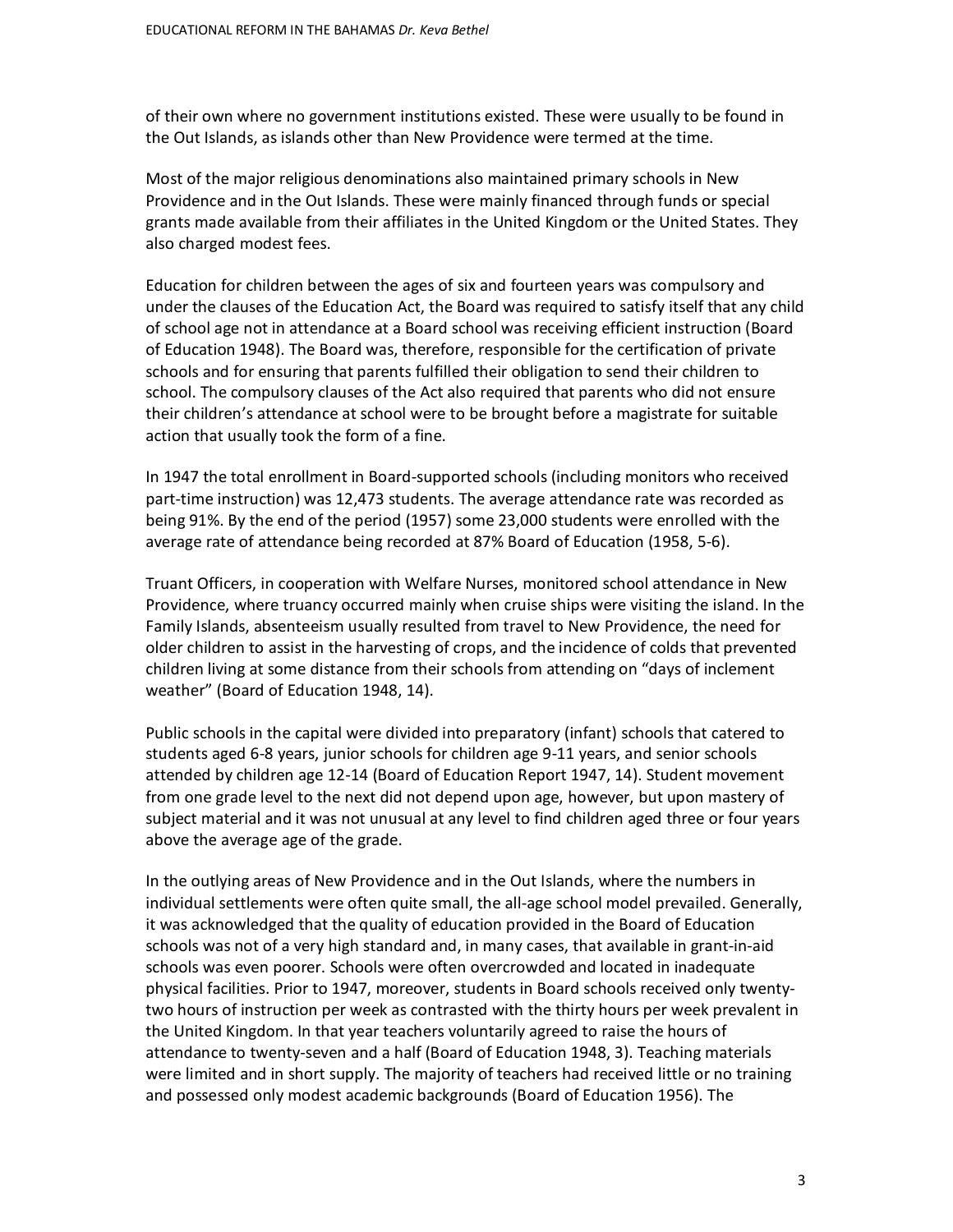of their own where no government institutions existed. These were usually to be found in the Out Islands, as islands other than New Providence were termed at the time.

Most of the major religious denominations also maintained primary schools in New Providence and in the Out Islands. These were mainly financed through funds or special grants made available from their affiliates in the United Kingdom or the United States. They also charged modest fees.

Education for children between the ages of six and fourteen years was compulsory and under the clauses of the Education Act, the Board was required to satisfy itself that any child of school age not in attendance at a Board school was receiving efficient instruction (Board of Education 1948). The Board was, therefore, responsible for the certification of private schools and for ensuring that parents fulfilled their obligation to send their children to school. The compulsory clauses of the Act also required that parents who did not ensure their children's attendance at school were to be brought before a magistrate for suitable action that usually took the form of a fine.

In 1947 the total enrollment in Board-supported schools (including monitors who received part-time instruction) was 12,473 students. The average attendance rate was recorded as being 91%. By the end of the period (1957) some 23,000 students were enrolled with the average rate of attendance being recorded at 87% Board of Education (1958, 5-6).

Truant Officers, in cooperation with Welfare Nurses, monitored school attendance in New Providence, where truancy occurred mainly when cruise ships were visiting the island. In the Family Islands, absenteeism usually resulted from travel to New Providence, the need for older children to assist in the harvesting of crops, and the incidence of colds that prevented children living at some distance from their schools from attending on "days of inclement weather" (Board of Education 1948, 14).

Public schools in the capital were divided into preparatory (infant) schools that catered to students aged 6-8 years, junior schools for children age 9-11 years, and senior schools attended by children age 12-14 (Board of Education Report 1947, 14). Student movement from one grade level to the next did not depend upon age, however, but upon mastery of subject material and it was not unusual at any level to find children aged three or four years above the average age of the grade.

In the outlying areas of New Providence and in the Out Islands, where the numbers in individual settlements were often quite small, the all-age school model prevailed. Generally, it was acknowledged that the quality of education provided in the Board of Education schools was not of a very high standard and, in many cases, that available in grant-in-aid schools was even poorer. Schools were often overcrowded and located in inadequate physical facilities. Prior to 1947, moreover, students in Board schools received only twenty-two hours of instruction per week as contrasted with the thirty hours per week prevalent in the United Kingdom. In that year teachers voluntarily agreed to raise the hours of attendance to twenty-seven and a half (Board of Education 1948, 3). Teaching materials were limited and in short supply. The majority of teachers had received little or no training and possessed only modest academic backgrounds (Board of Education 1956). The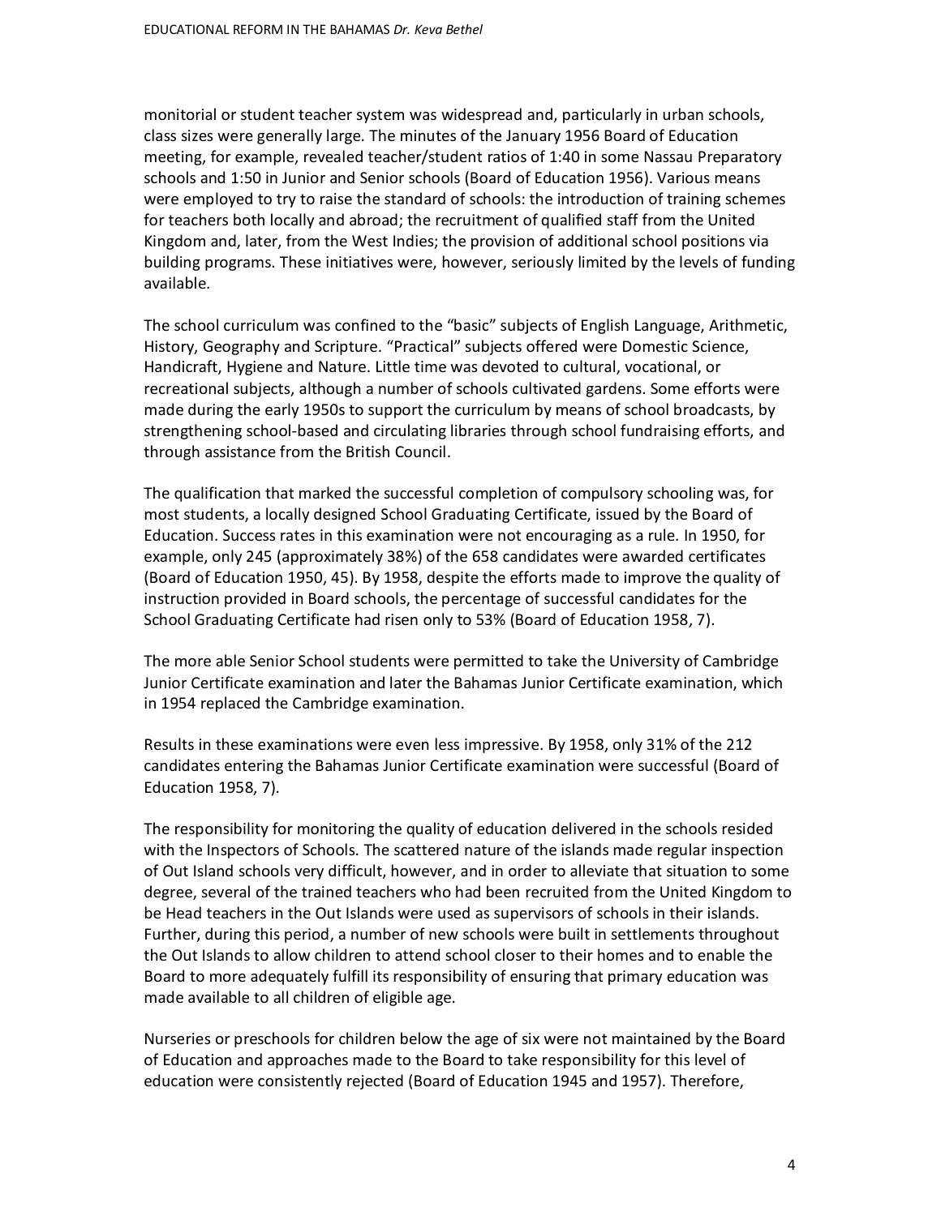monitorial or student teacher system was widespread and, particularly in urban schools, class sizes were generally large. The minutes of the January 1956 Board of Education meeting, for example, revealed teacher/student ratios of 1:40 in some Nassau Preparatory schools and 1:50 in Junior and Senior schools (Board of Education 1956). Various means were employed to try to raise the standard of schools: the introduction of training schemes for teachers both locally and abroad; the recruitment of qualified staff from the United Kingdom and, later, from the West Indies; the provision of additional school positions via building programs. These initiatives were, however, seriously limited by the levels of funding available.

The school curriculum was confined to the "basic" subjects of English Language, Arithmetic, History, Geography and Scripture. "Practical" subjects offered were Domestic Science, Handicraft, Hygiene and Nature. Little time was devoted to cultural, vocational, or recreational subjects, although a number of schools cultivated gardens. Some efforts were made during the early 1950s to support the curriculum by means of school broadcasts, by strengthening school-based and circulating libraries through school fundraising efforts, and through assistance from the British Council.

The qualification that marked the successful completion of compulsory schooling was, for most students, a locally designed School Graduating Certificate, issued by the Board of Education. Success rates in this examination were not encouraging as a rule. In 1950, for example, only 245 (approximately 38%) of the 658 candidates were awarded certificates (Board of Education 1950, 45). By 1958, despite the efforts made to improve the quality of instruction provided in Board schools, the percentage of successful candidates for the School Graduating Certificate had risen only to 53% (Board of Education 1958, 7).

The more able Senior School students were permitted to take the University of Cambridge Junior Certificate examination and later the Bahamas Junior Certificate examination, which in 1954 replaced the Cambridge examination.

Results in these examinations were even less impressive. By 1958, only 31% of the 212 candidates entering the Bahamas Junior Certificate examination were successful (Board of Education 1958, 7).

The responsibility for monitoring the quality of education delivered in the schools resided with the Inspectors of Schools. The scattered nature of the islands made regular inspection of Out Island schools very difficult, however, and in order to alleviate that situation to some degree, several of the trained teachers who had been recruited from the United Kingdom to be Head teachers in the Out Islands were used as supervisors of schools in their islands. Further, during this period, a number of new schools were built in settlements throughout the Out Islands to allow children to attend school closer to their homes and to enable the Board to more adequately fulfill its responsibility of ensuring that primary education was made available to all children of eligible age.

Nurseries or preschools for children below the age of six were not maintained by the Board of Education and approaches made to the Board to take responsibility for this level of education were consistently rejected (Board of Education 1945 and 1957). Therefore,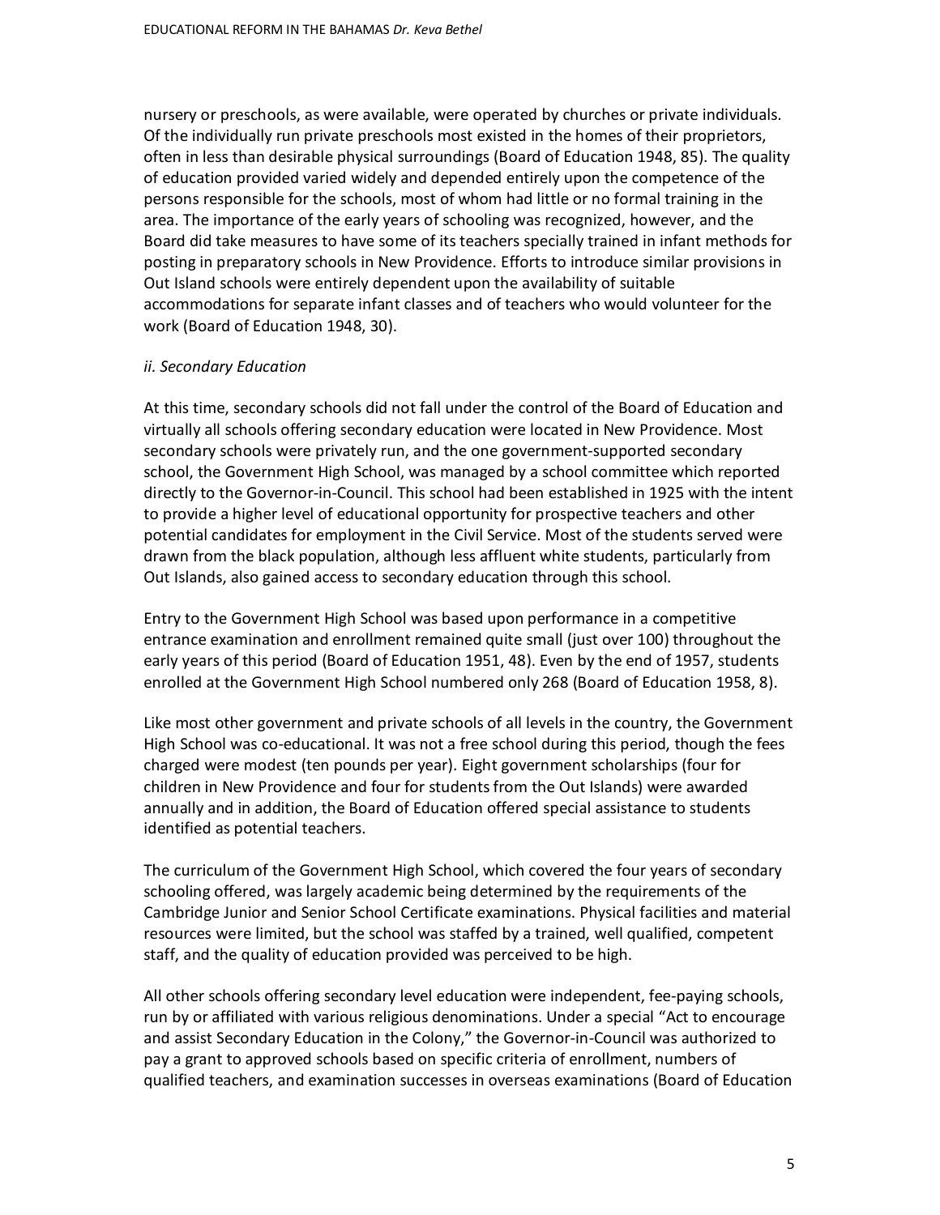nursery or preschools, as were available, were operated by churches or private individuals. Of the individually run private preschools most existed in the homes of their proprietors, often in less than desirable physical surroundings (Board of Education 1948, 85). The quality of education provided varied widely and depended entirely upon the competence of the persons responsible for the schools, most of whom had little or no formal training in the area. The importance of the early years of schooling was recognized, however, and the Board did take measures to have some of its teachers specially trained in infant methods for posting in preparatory schools in New Providence. Efforts to introduce similar provisions in Out Island schools were entirely dependent upon the availability of suitable accommodations for separate infant classes and of teachers who would volunteer for the work (Board of Education 1948, 30).

*ii. Secondary Education*

At this time, secondary schools did not fall under the control of the Board of Education and virtually all schools offering secondary education were located in New Providence. Most secondary schools were privately run, and the one government-supported secondary school, the Government High School, was managed by a school committee which reported directly to the Governor-in-Council. This school had been established in 1925 with the intent to provide a higher level of educational opportunity for prospective teachers and other potential candidates for employment in the Civil Service. Most of the students served were drawn from the black population, although less affluent white students, particularly from Out Islands, also gained access to secondary education through this school.

Entry to the Government High School was based upon performance in a competitive entrance examination and enrollment remained quite small (just over 100) throughout the early years of this period (Board of Education 1951, 48). Even by the end of 1957, students enrolled at the Government High School numbered only 268 (Board of Education 1958, 8).

Like most other government and private schools of all levels in the country, the Government High School was co-educational. It was not a free school during this period, though the fees charged were modest (ten pounds per year). Eight government scholarships (four for children in New Providence and four for students from the Out Islands) were awarded annually and in addition, the Board of Education offered special assistance to students identified as potential teachers.

The curriculum of the Government High School, which covered the four years of secondary schooling offered, was largely academic being determined by the requirements of the Cambridge Junior and Senior School Certificate examinations. Physical facilities and material resources were limited, but the school was staffed by a trained, well qualified, competent staff, and the quality of education provided was perceived to be high.

All other schools offering secondary level education were independent, fee-paying schools, run by or affiliated with various religious denominations. Under a special "Act to encourage and assist Secondary Education in the Colony," the Governor-in-Council was authorized to pay a grant to approved schools based on specific criteria of enrollment, numbers of qualified teachers, and examination successes in overseas examinations (Board of Education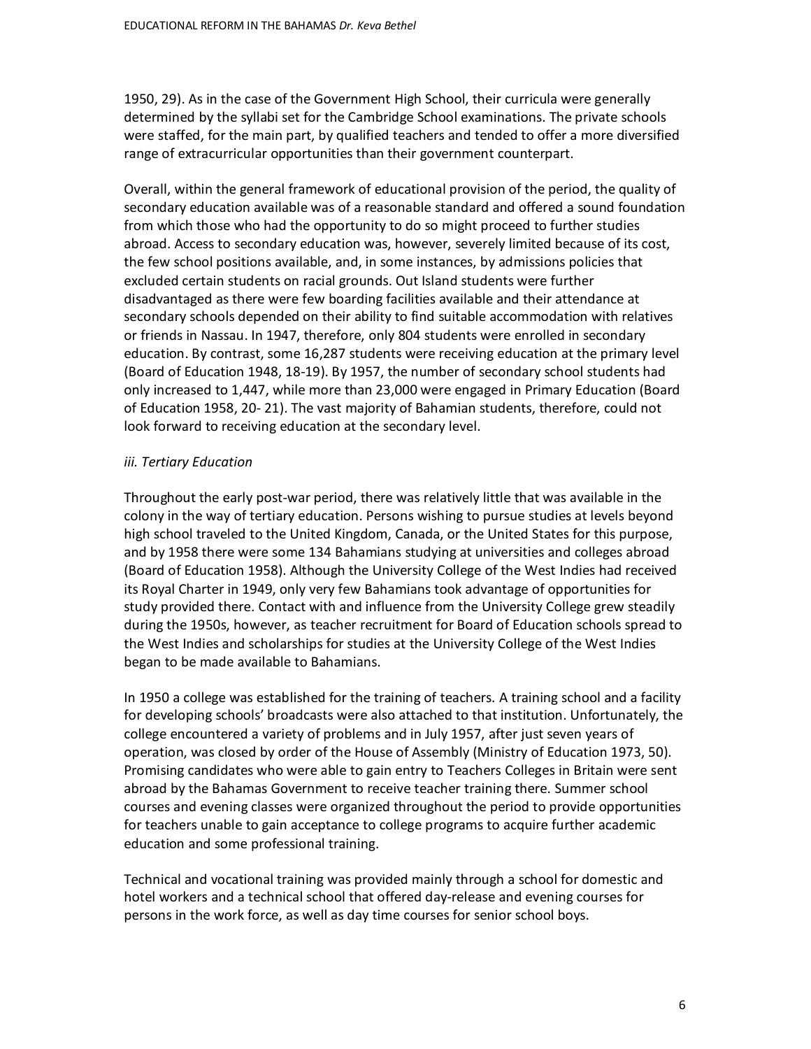1950, 29). As in the case of the Government High School, their curricula were generally determined by the syllabi set for the Cambridge School examinations. The private schools were staffed, for the main part, by qualified teachers and tended to offer a more diversified range of extracurricular opportunities than their government counterpart.

Overall, within the general framework of educational provision of the period, the quality of secondary education available was of a reasonable standard and offered a sound foundation from which those who had the opportunity to do so might proceed to further studies abroad. Access to secondary education was, however, severely limited because of its cost, the few school positions available, and, in some instances, by admissions policies that excluded certain students on racial grounds. Out Island students were further disadvantaged as there were few boarding facilities available and their attendance at secondary schools depended on their ability to find suitable accommodation with relatives or friends in Nassau. In 1947, therefore, only 804 students were enrolled in secondary education. By contrast, some 16,287 students were receiving education at the primary level (Board of Education 1948, 18-19). By 1957, the number of secondary school students had only increased to 1,447, while more than 23,000 were engaged in Primary Education (Board of Education 1958, 20- 21). The vast majority of Bahamian students, therefore, could not look forward to receiving education at the secondary level.

### *iii. Tertiary Education*

Throughout the early post-war period, there was relatively little that was available in the colony in the way of tertiary education. Persons wishing to pursue studies at levels beyond high school traveled to the United Kingdom, Canada, or the United States for this purpose, and by 1958 there were some 134 Bahamians studying at universities and colleges abroad (Board of Education 1958). Although the University College of the West Indies had received its Royal Charter in 1949, only very few Bahamians took advantage of opportunities for study provided there. Contact with and influence from the University College grew steadily during the 1950s, however, as teacher recruitment for Board of Education schools spread to the West Indies and scholarships for studies at the University College of the West Indies began to be made available to Bahamians.

In 1950 a college was established for the training of teachers. A training school and a facility for developing schools' broadcasts were also attached to that institution. Unfortunately, the college encountered a variety of problems and in July 1957, after just seven years of operation, was closed by order of the House of Assembly (Ministry of Education 1973, 50). Promising candidates who were able to gain entry to Teachers Colleges in Britain were sent abroad by the Bahamas Government to receive teacher training there. Summer school courses and evening classes were organized throughout the period to provide opportunities for teachers unable to gain acceptance to college programs to acquire further academic education and some professional training.

Technical and vocational training was provided mainly through a school for domestic and hotel workers and a technical school that offered day-release and evening courses for persons in the work force, as well as day time courses for senior school boys.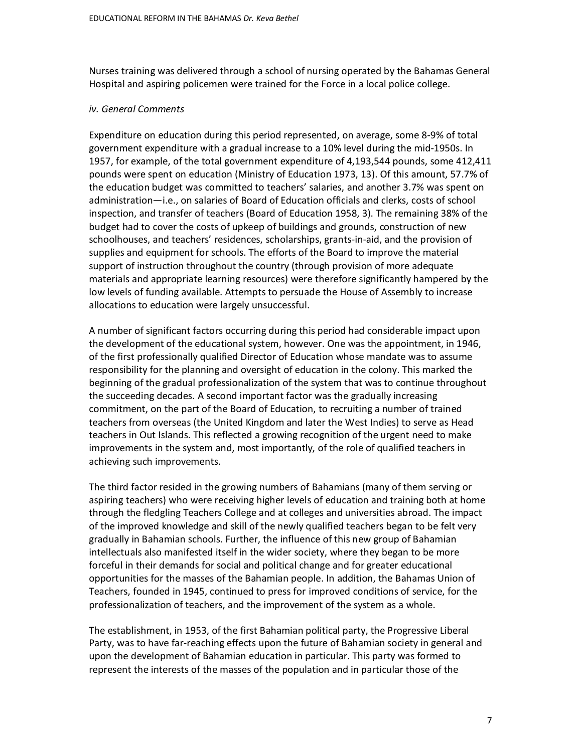Nurses training was delivered through a school of nursing operated by the Bahamas General Hospital and aspiring policemen were trained for the Force in a local police college.

*iv. General Comments*

Expenditure on education during this period represented, on average, some 8-9% of total government expenditure with a gradual increase to a 10% level during the mid-1950s. In 1957, for example, of the total government expenditure of 4,193,544 pounds, some 412,411 pounds were spent on education (Ministry of Education 1973, 13). Of this amount, 57.7% of the education budget was committed to teachers' salaries, and another 3.7% was spent on administration—i.e., on salaries of Board of Education officials and clerks, costs of school inspection, and transfer of teachers (Board of Education 1958, 3). The remaining 38% of the budget had to cover the costs of upkeep of buildings and grounds, construction of new schoolhouses, and teachers' residences, scholarships, grants-in-aid, and the provision of supplies and equipment for schools. The efforts of the Board to improve the material support of instruction throughout the country (through provision of more adequate materials and appropriate learning resources) were therefore significantly hampered by the low levels of funding available. Attempts to persuade the House of Assembly to increase allocations to education were largely unsuccessful.

A number of significant factors occurring during this period had considerable impact upon the development of the educational system, however. One was the appointment, in 1946, of the first professionally qualified Director of Education whose mandate was to assume responsibility for the planning and oversight of education in the colony. This marked the beginning of the gradual professionalization of the system that was to continue throughout the succeeding decades. A second important factor was the gradually increasing commitment, on the part of the Board of Education, to recruiting a number of trained teachers from overseas (the United Kingdom and later the West Indies) to serve as Head teachers in Out Islands. This reflected a growing recognition of the urgent need to make improvements in the system and, most importantly, of the role of qualified teachers in achieving such improvements.

The third factor resided in the growing numbers of Bahamians (many of them serving or aspiring teachers) who were receiving higher levels of education and training both at home through the fledgling Teachers College and at colleges and universities abroad. The impact of the improved knowledge and skill of the newly qualified teachers began to be felt very gradually in Bahamian schools. Further, the influence of this new group of Bahamian intellectuals also manifested itself in the wider society, where they began to be more forceful in their demands for social and political change and for greater educational opportunities for the masses of the Bahamian people. In addition, the Bahamas Union of Teachers, founded in 1945, continued to press for improved conditions of service, for the professionalization of teachers, and the improvement of the system as a whole.

The establishment, in 1953, of the first Bahamian political party, the Progressive Liberal Party, was to have far-reaching effects upon the future of Bahamian society in general and upon the development of Bahamian education in particular. This party was formed to represent the interests of the masses of the population and in particular those of the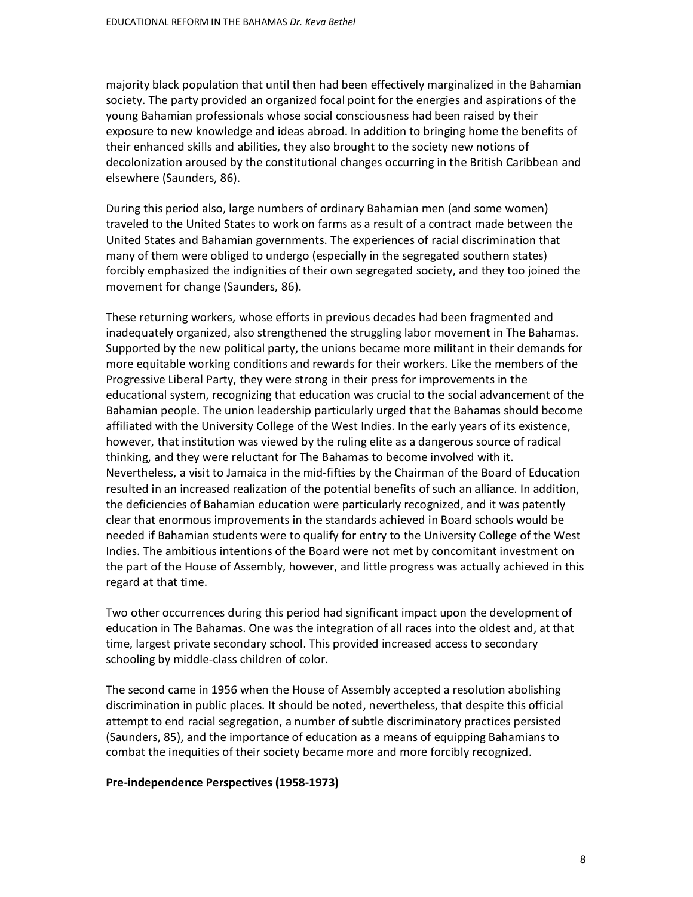majority black population that until then had been effectively marginalized in the Bahamian society. The party provided an organized focal point for the energies and aspirations of the young Bahamian professionals whose social consciousness had been raised by their exposure to new knowledge and ideas abroad. In addition to bringing home the benefits of their enhanced skills and abilities, they also brought to the society new notions of decolonization aroused by the constitutional changes occurring in the British Caribbean and elsewhere (Saunders, 86).

During this period also, large numbers of ordinary Bahamian men (and some women) traveled to the United States to work on farms as a result of a contract made between the United States and Bahamian governments. The experiences of racial discrimination that many of them were obliged to undergo (especially in the segregated southern states) forcibly emphasized the indignities of their own segregated society, and they too joined the movement for change (Saunders, 86).

These returning workers, whose efforts in previous decades had been fragmented and inadequately organized, also strengthened the struggling labor movement in The Bahamas. Supported by the new political party, the unions became more militant in their demands for more equitable working conditions and rewards for their workers. Like the members of the Progressive Liberal Party, they were strong in their press for improvements in the educational system, recognizing that education was crucial to the social advancement of the Bahamian people. The union leadership particularly urged that the Bahamas should become affiliated with the University College of the West Indies. In the early years of its existence, however, that institution was viewed by the ruling elite as a dangerous source of radical thinking, and they were reluctant for The Bahamas to become involved with it. Nevertheless, a visit to Jamaica in the mid-fifties by the Chairman of the Board of Education resulted in an increased realization of the potential benefits of such an alliance. In addition, the deficiencies of Bahamian education were particularly recognized, and it was patently clear that enormous improvements in the standards achieved in Board schools would be needed if Bahamian students were to qualify for entry to the University College of the West Indies. The ambitious intentions of the Board were not met by concomitant investment on the part of the House of Assembly, however, and little progress was actually achieved in this regard at that time.

Two other occurrences during this period had significant impact upon the development of education in The Bahamas. One was the integration of all races into the oldest and, at that time, largest private secondary school. This provided increased access to secondary schooling by middle-class children of color.

The second came in 1956 when the House of Assembly accepted a resolution abolishing discrimination in public places. It should be noted, nevertheless, that despite this official attempt to end racial segregation, a number of subtle discriminatory practices persisted (Saunders, 85), and the importance of education as a means of equipping Bahamians to combat the inequities of their society became more and more forcibly recognized.

**Pre-independence Perspectives (1958-1973)**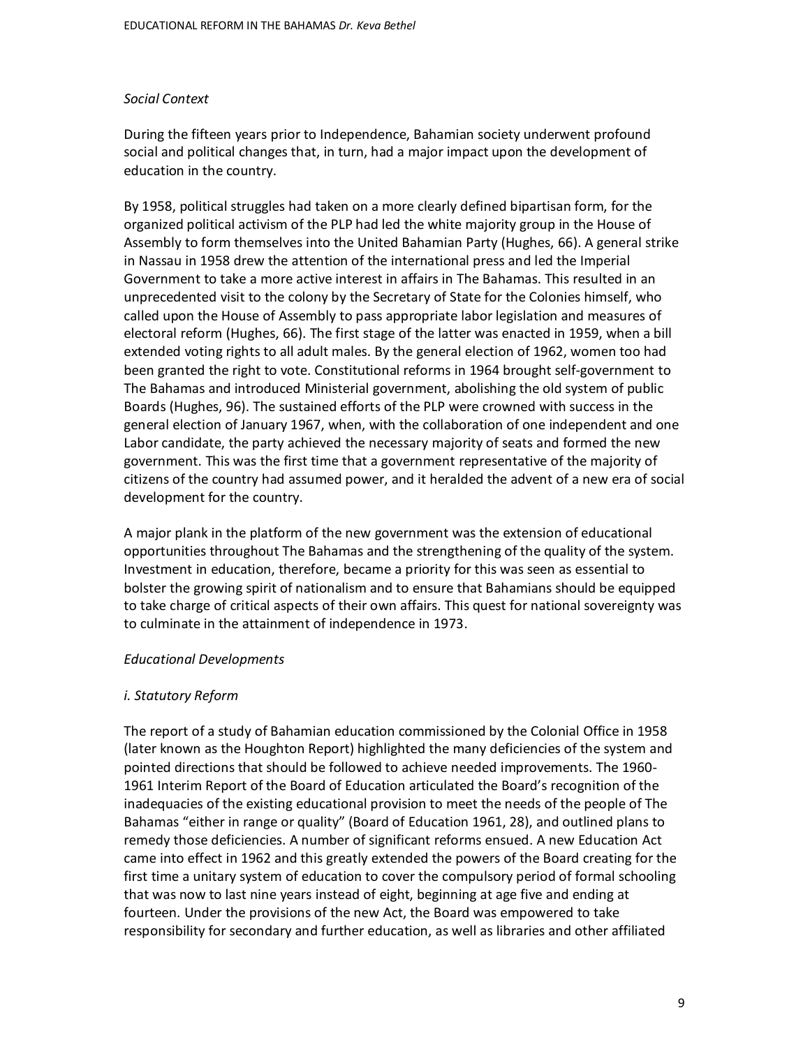*Social Context*

During the fifteen years prior to Independence, Bahamian society underwent profound social and political changes that, in turn, had a major impact upon the development of education in the country.

By 1958, political struggles had taken on a more clearly defined bipartisan form, for the organized political activism of the PLP had led the white majority group in the House of Assembly to form themselves into the United Bahamian Party (Hughes, 66). A general strike in Nassau in 1958 drew the attention of the international press and led the Imperial Government to take a more active interest in affairs in The Bahamas. This resulted in an unprecedented visit to the colony by the Secretary of State for the Colonies himself, who called upon the House of Assembly to pass appropriate labor legislation and measures of electoral reform (Hughes, 66). The first stage of the latter was enacted in 1959, when a bill extended voting rights to all adult males. By the general election of 1962, women too had been granted the right to vote. Constitutional reforms in 1964 brought self-government to The Bahamas and introduced Ministerial government, abolishing the old system of public Boards (Hughes, 96). The sustained efforts of the PLP were crowned with success in the general election of January 1967, when, with the collaboration of one independent and one Labor candidate, the party achieved the necessary majority of seats and formed the new government. This was the first time that a government representative of the majority of citizens of the country had assumed power, and it heralded the advent of a new era of social development for the country.

A major plank in the platform of the new government was the extension of educational opportunities throughout The Bahamas and the strengthening of the quality of the system. Investment in education, therefore, became a priority for this was seen as essential to bolster the growing spirit of nationalism and to ensure that Bahamians should be equipped to take charge of critical aspects of their own affairs. This quest for national sovereignty was to culminate in the attainment of independence in 1973.

*Educational Developments*

*i. Statutory Reform*

The report of a study of Bahamian education commissioned by the Colonial Office in 1958 (later known as the Houghton Report) highlighted the many deficiencies of the system and pointed directions that should be followed to achieve needed improvements. The 1960-1961 Interim Report of the Board of Education articulated the Board's recognition of the inadequacies of the existing educational provision to meet the needs of the people of The Bahamas "either in range or quality" (Board of Education 1961, 28), and outlined plans to remedy those deficiencies. A number of significant reforms ensued. A new Education Act came into effect in 1962 and this greatly extended the powers of the Board creating for the first time a unitary system of education to cover the compulsory period of formal schooling that was now to last nine years instead of eight, beginning at age five and ending at fourteen. Under the provisions of the new Act, the Board was empowered to take responsibility for secondary and further education, as well as libraries and other affiliated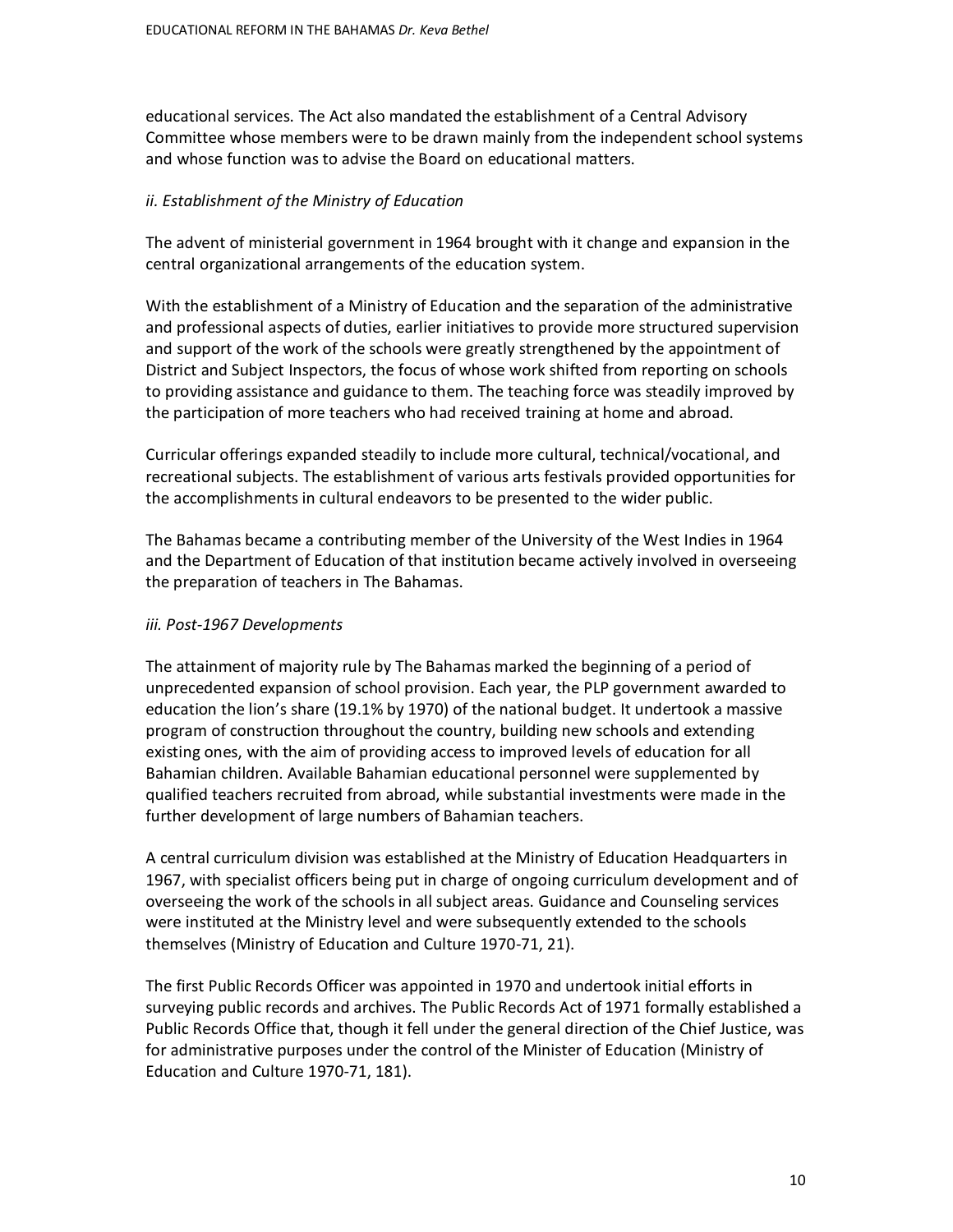educational services. The Act also mandated the establishment of a Central Advisory Committee whose members were to be drawn mainly from the independent school systems and whose function was to advise the Board on educational matters.

### *ii. Establishment of the Ministry of Education*

The advent of ministerial government in 1964 brought with it change and expansion in the central organizational arrangements of the education system.

With the establishment of a Ministry of Education and the separation of the administrative and professional aspects of duties, earlier initiatives to provide more structured supervision and support of the work of the schools were greatly strengthened by the appointment of District and Subject Inspectors, the focus of whose work shifted from reporting on schools to providing assistance and guidance to them. The teaching force was steadily improved by the participation of more teachers who had received training at home and abroad.

Curricular offerings expanded steadily to include more cultural, technical/vocational, and recreational subjects. The establishment of various arts festivals provided opportunities for the accomplishments in cultural endeavors to be presented to the wider public.

The Bahamas became a contributing member of the University of the West Indies in 1964 and the Department of Education of that institution became actively involved in overseeing the preparation of teachers in The Bahamas.

### *iii. Post-1967 Developments*

The attainment of majority rule by The Bahamas marked the beginning of a period of unprecedented expansion of school provision. Each year, the PLP government awarded to education the lion's share (19.1% by 1970) of the national budget. It undertook a massive program of construction throughout the country, building new schools and extending existing ones, with the aim of providing access to improved levels of education for all Bahamian children. Available Bahamian educational personnel were supplemented by qualified teachers recruited from abroad, while substantial investments were made in the further development of large numbers of Bahamian teachers.

A central curriculum division was established at the Ministry of Education Headquarters in 1967, with specialist officers being put in charge of ongoing curriculum development and of overseeing the work of the schools in all subject areas. Guidance and Counseling services were instituted at the Ministry level and were subsequently extended to the schools themselves (Ministry of Education and Culture 1970-71, 21).

The first Public Records Officer was appointed in 1970 and undertook initial efforts in surveying public records and archives. The Public Records Act of 1971 formally established a Public Records Office that, though it fell under the general direction of the Chief Justice, was for administrative purposes under the control of the Minister of Education (Ministry of Education and Culture 1970-71, 181).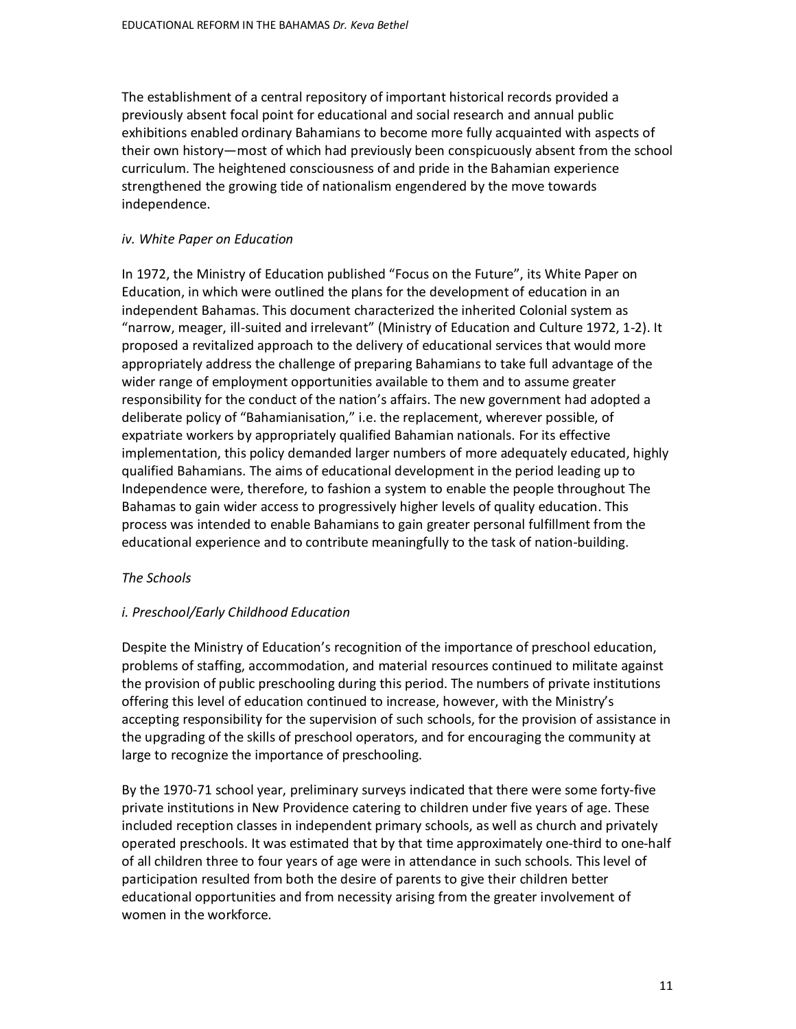The establishment of a central repository of important historical records provided a previously absent focal point for educational and social research and annual public exhibitions enabled ordinary Bahamians to become more fully acquainted with aspects of their own history—most of which had previously been conspicuously absent from the school curriculum. The heightened consciousness of and pride in the Bahamian experience strengthened the growing tide of nationalism engendered by the move towards independence.

*iv. White Paper on Education*

In 1972, the Ministry of Education published "Focus on the Future", its White Paper on Education, in which were outlined the plans for the development of education in an independent Bahamas. This document characterized the inherited Colonial system as "narrow, meager, ill-suited and irrelevant" (Ministry of Education and Culture 1972, 1-2). It proposed a revitalized approach to the delivery of educational services that would more appropriately address the challenge of preparing Bahamians to take full advantage of the wider range of employment opportunities available to them and to assume greater responsibility for the conduct of the nation's affairs. The new government had adopted a deliberate policy of "Bahamianisation," i.e. the replacement, wherever possible, of expatriate workers by appropriately qualified Bahamian nationals. For its effective implementation, this policy demanded larger numbers of more adequately educated, highly qualified Bahamians. The aims of educational development in the period leading up to Independence were, therefore, to fashion a system to enable the people throughout The Bahamas to gain wider access to progressively higher levels of quality education. This process was intended to enable Bahamians to gain greater personal fulfillment from the educational experience and to contribute meaningfully to the task of nation-building.

*The Schools*

*i. Preschool/Early Childhood Education*

Despite the Ministry of Education's recognition of the importance of preschool education, problems of staffing, accommodation, and material resources continued to militate against the provision of public preschooling during this period. The numbers of private institutions offering this level of education continued to increase, however, with the Ministry's accepting responsibility for the supervision of such schools, for the provision of assistance in the upgrading of the skills of preschool operators, and for encouraging the community at large to recognize the importance of preschooling.

By the 1970-71 school year, preliminary surveys indicated that there were some forty-five private institutions in New Providence catering to children under five years of age. These included reception classes in independent primary schools, as well as church and privately operated preschools. It was estimated that by that time approximately one-third to one-half of all children three to four years of age were in attendance in such schools. This level of participation resulted from both the desire of parents to give their children better educational opportunities and from necessity arising from the greater involvement of women in the workforce.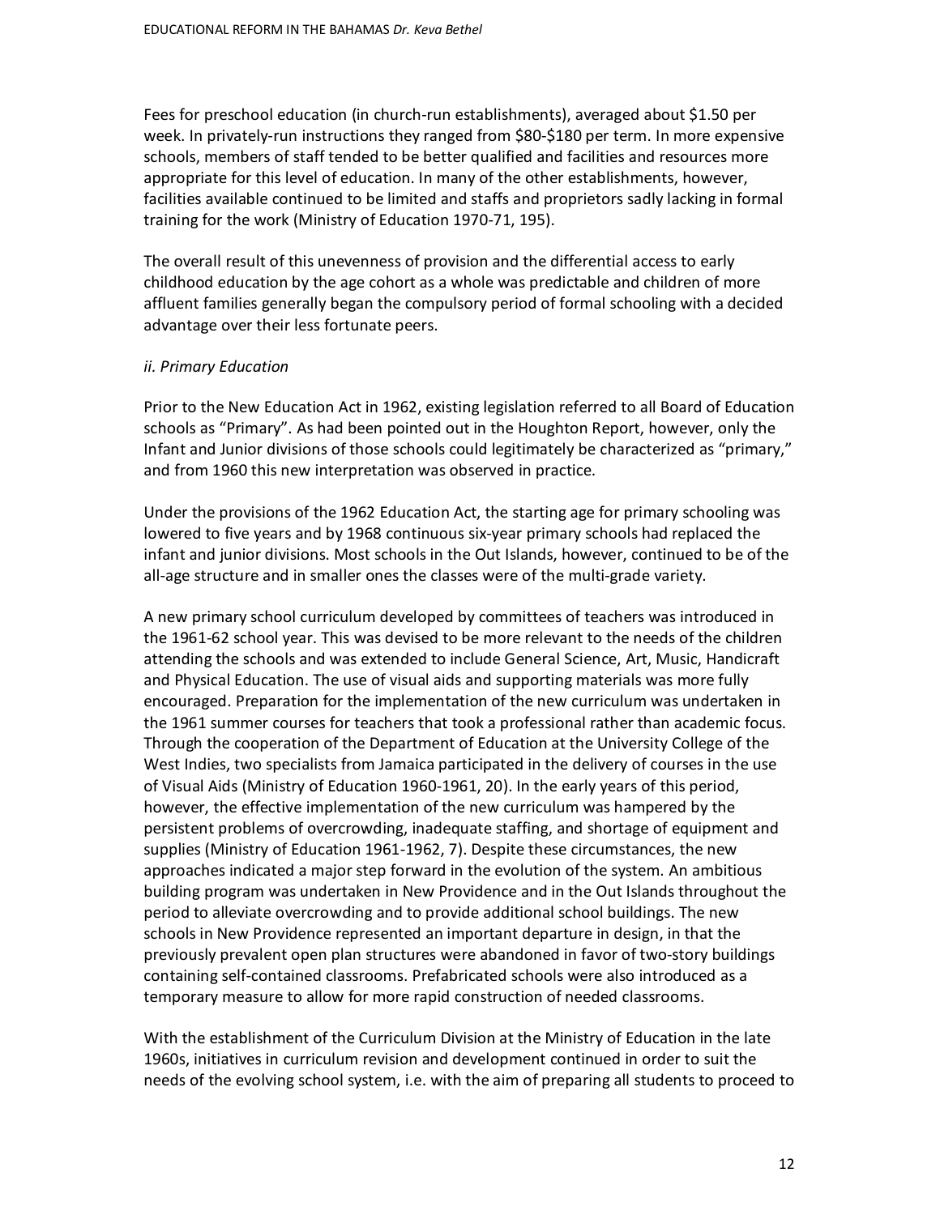Fees for preschool education (in church-run establishments), averaged about $1.50 per week. In privately-run instructions they ranged from $80-$180 per term. In more expensive schools, members of staff tended to be better qualified and facilities and resources more appropriate for this level of education. In many of the other establishments, however, facilities available continued to be limited and staffs and proprietors sadly lacking in formal training for the work (Ministry of Education 1970-71, 195).

The overall result of this unevenness of provision and the differential access to early childhood education by the age cohort as a whole was predictable and children of more affluent families generally began the compulsory period of formal schooling with a decided advantage over their less fortunate peers.

*ii. Primary Education*

Prior to the New Education Act in 1962, existing legislation referred to all Board of Education schools as "Primary". As had been pointed out in the Houghton Report, however, only the Infant and Junior divisions of those schools could legitimately be characterized as "primary," and from 1960 this new interpretation was observed in practice.

Under the provisions of the 1962 Education Act, the starting age for primary schooling was lowered to five years and by 1968 continuous six-year primary schools had replaced the infant and junior divisions. Most schools in the Out Islands, however, continued to be of the all-age structure and in smaller ones the classes were of the multi-grade variety.

A new primary school curriculum developed by committees of teachers was introduced in the 1961-62 school year. This was devised to be more relevant to the needs of the children attending the schools and was extended to include General Science, Art, Music, Handicraft and Physical Education. The use of visual aids and supporting materials was more fully encouraged. Preparation for the implementation of the new curriculum was undertaken in the 1961 summer courses for teachers that took a professional rather than academic focus. Through the cooperation of the Department of Education at the University College of the West Indies, two specialists from Jamaica participated in the delivery of courses in the use of Visual Aids (Ministry of Education 1960-1961, 20). In the early years of this period, however, the effective implementation of the new curriculum was hampered by the persistent problems of overcrowding, inadequate staffing, and shortage of equipment and supplies (Ministry of Education 1961-1962, 7). Despite these circumstances, the new approaches indicated a major step forward in the evolution of the system. An ambitious building program was undertaken in New Providence and in the Out Islands throughout the period to alleviate overcrowding and to provide additional school buildings. The new schools in New Providence represented an important departure in design, in that the previously prevalent open plan structures were abandoned in favor of two-story buildings containing self-contained classrooms. Prefabricated schools were also introduced as a temporary measure to allow for more rapid construction of needed classrooms.

With the establishment of the Curriculum Division at the Ministry of Education in the late 1960s, initiatives in curriculum revision and development continued in order to suit the needs of the evolving school system, i.e. with the aim of preparing all students to proceed to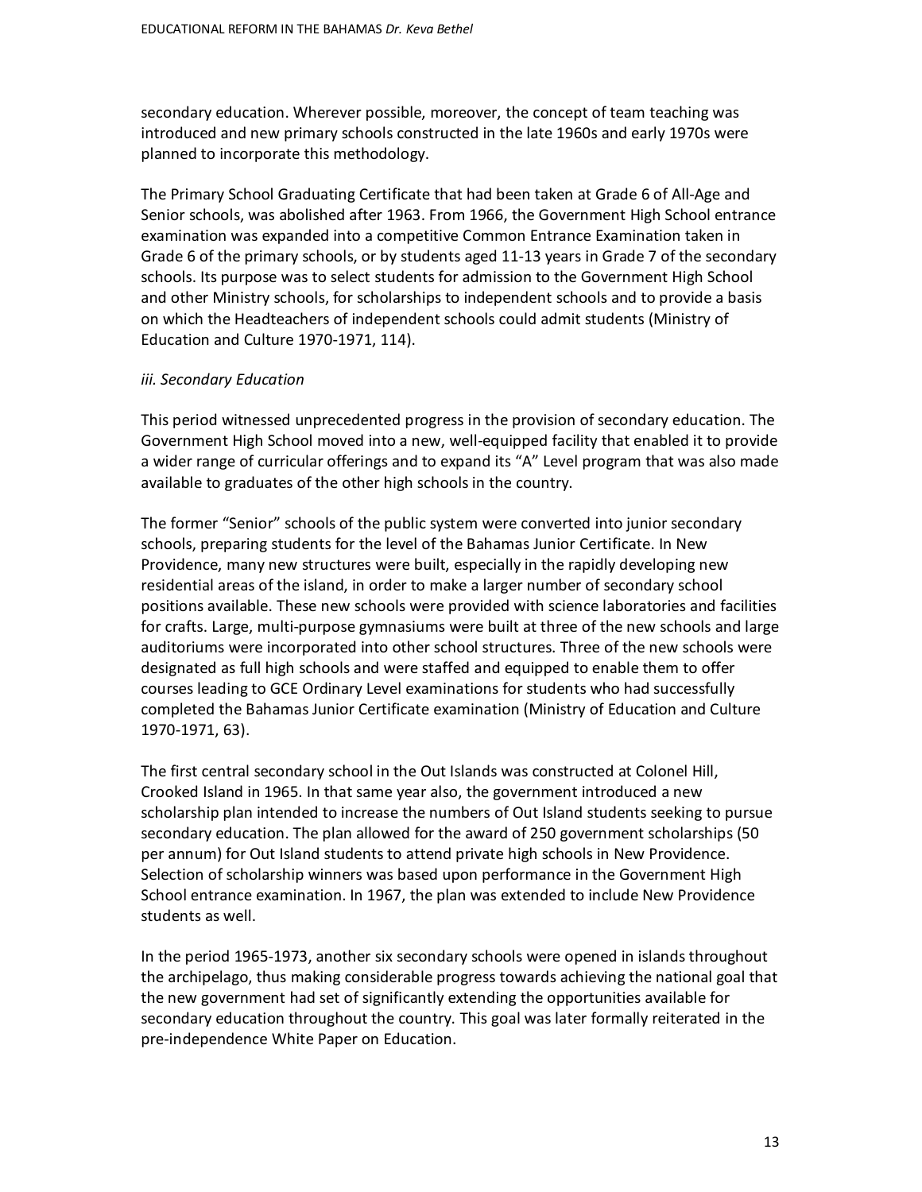secondary education. Wherever possible, moreover, the concept of team teaching was introduced and new primary schools constructed in the late 1960s and early 1970s were planned to incorporate this methodology.

The Primary School Graduating Certificate that had been taken at Grade 6 of All-Age and Senior schools, was abolished after 1963. From 1966, the Government High School entrance examination was expanded into a competitive Common Entrance Examination taken in Grade 6 of the primary schools, or by students aged 11-13 years in Grade 7 of the secondary schools. Its purpose was to select students for admission to the Government High School and other Ministry schools, for scholarships to independent schools and to provide a basis on which the Headteachers of independent schools could admit students (Ministry of Education and Culture 1970-1971, 114).

*iii. Secondary Education*

This period witnessed unprecedented progress in the provision of secondary education. The Government High School moved into a new, well-equipped facility that enabled it to provide a wider range of curricular offerings and to expand its "A" Level program that was also made available to graduates of the other high schools in the country.

The former "Senior" schools of the public system were converted into junior secondary schools, preparing students for the level of the Bahamas Junior Certificate. In New Providence, many new structures were built, especially in the rapidly developing new residential areas of the island, in order to make a larger number of secondary school positions available. These new schools were provided with science laboratories and facilities for crafts. Large, multi-purpose gymnasiums were built at three of the new schools and large auditoriums were incorporated into other school structures. Three of the new schools were designated as full high schools and were staffed and equipped to enable them to offer courses leading to GCE Ordinary Level examinations for students who had successfully completed the Bahamas Junior Certificate examination (Ministry of Education and Culture 1970-1971, 63).

The first central secondary school in the Out Islands was constructed at Colonel Hill, Crooked Island in 1965. In that same year also, the government introduced a new scholarship plan intended to increase the numbers of Out Island students seeking to pursue secondary education. The plan allowed for the award of 250 government scholarships (50 per annum) for Out Island students to attend private high schools in New Providence. Selection of scholarship winners was based upon performance in the Government High School entrance examination. In 1967, the plan was extended to include New Providence students as well.

In the period 1965-1973, another six secondary schools were opened in islands throughout the archipelago, thus making considerable progress towards achieving the national goal that the new government had set of significantly extending the opportunities available for secondary education throughout the country. This goal was later formally reiterated in the pre-independence White Paper on Education.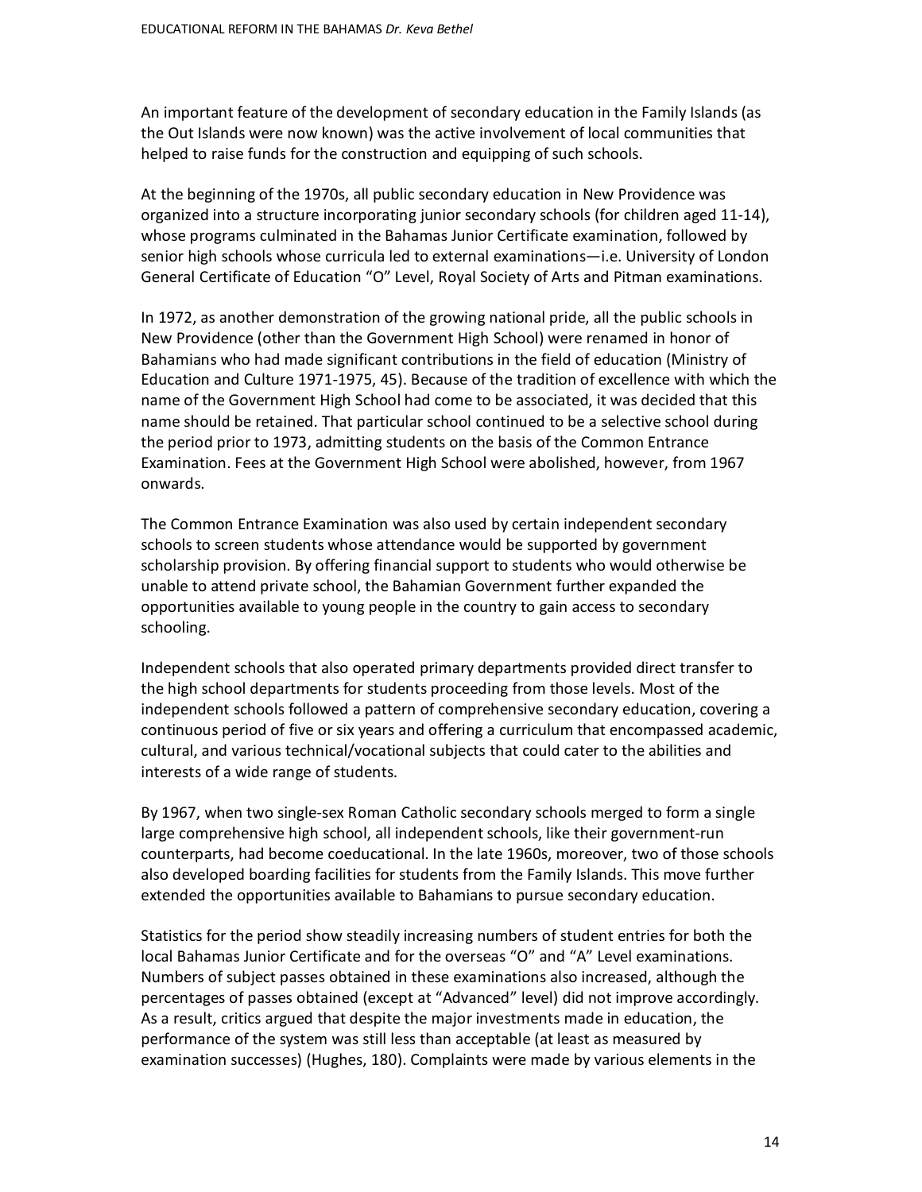An important feature of the development of secondary education in the Family Islands (as the Out Islands were now known) was the active involvement of local communities that helped to raise funds for the construction and equipping of such schools.

At the beginning of the 1970s, all public secondary education in New Providence was organized into a structure incorporating junior secondary schools (for children aged 11-14), whose programs culminated in the Bahamas Junior Certificate examination, followed by senior high schools whose curricula led to external examinations—i.e. University of London General Certificate of Education "O" Level, Royal Society of Arts and Pitman examinations.

In 1972, as another demonstration of the growing national pride, all the public schools in New Providence (other than the Government High School) were renamed in honor of Bahamians who had made significant contributions in the field of education (Ministry of Education and Culture 1971-1975, 45). Because of the tradition of excellence with which the name of the Government High School had come to be associated, it was decided that this name should be retained. That particular school continued to be a selective school during the period prior to 1973, admitting students on the basis of the Common Entrance Examination. Fees at the Government High School were abolished, however, from 1967 onwards.

The Common Entrance Examination was also used by certain independent secondary schools to screen students whose attendance would be supported by government scholarship provision. By offering financial support to students who would otherwise be unable to attend private school, the Bahamian Government further expanded the opportunities available to young people in the country to gain access to secondary schooling.

Independent schools that also operated primary departments provided direct transfer to the high school departments for students proceeding from those levels. Most of the independent schools followed a pattern of comprehensive secondary education, covering a continuous period of five or six years and offering a curriculum that encompassed academic, cultural, and various technical/vocational subjects that could cater to the abilities and interests of a wide range of students.

By 1967, when two single-sex Roman Catholic secondary schools merged to form a single large comprehensive high school, all independent schools, like their government-run counterparts, had become coeducational. In the late 1960s, moreover, two of those schools also developed boarding facilities for students from the Family Islands. This move further extended the opportunities available to Bahamians to pursue secondary education.

Statistics for the period show steadily increasing numbers of student entries for both the local Bahamas Junior Certificate and for the overseas "O" and "A" Level examinations. Numbers of subject passes obtained in these examinations also increased, although the percentages of passes obtained (except at "Advanced" level) did not improve accordingly. As a result, critics argued that despite the major investments made in education, the performance of the system was still less than acceptable (at least as measured by examination successes) (Hughes, 180). Complaints were made by various elements in the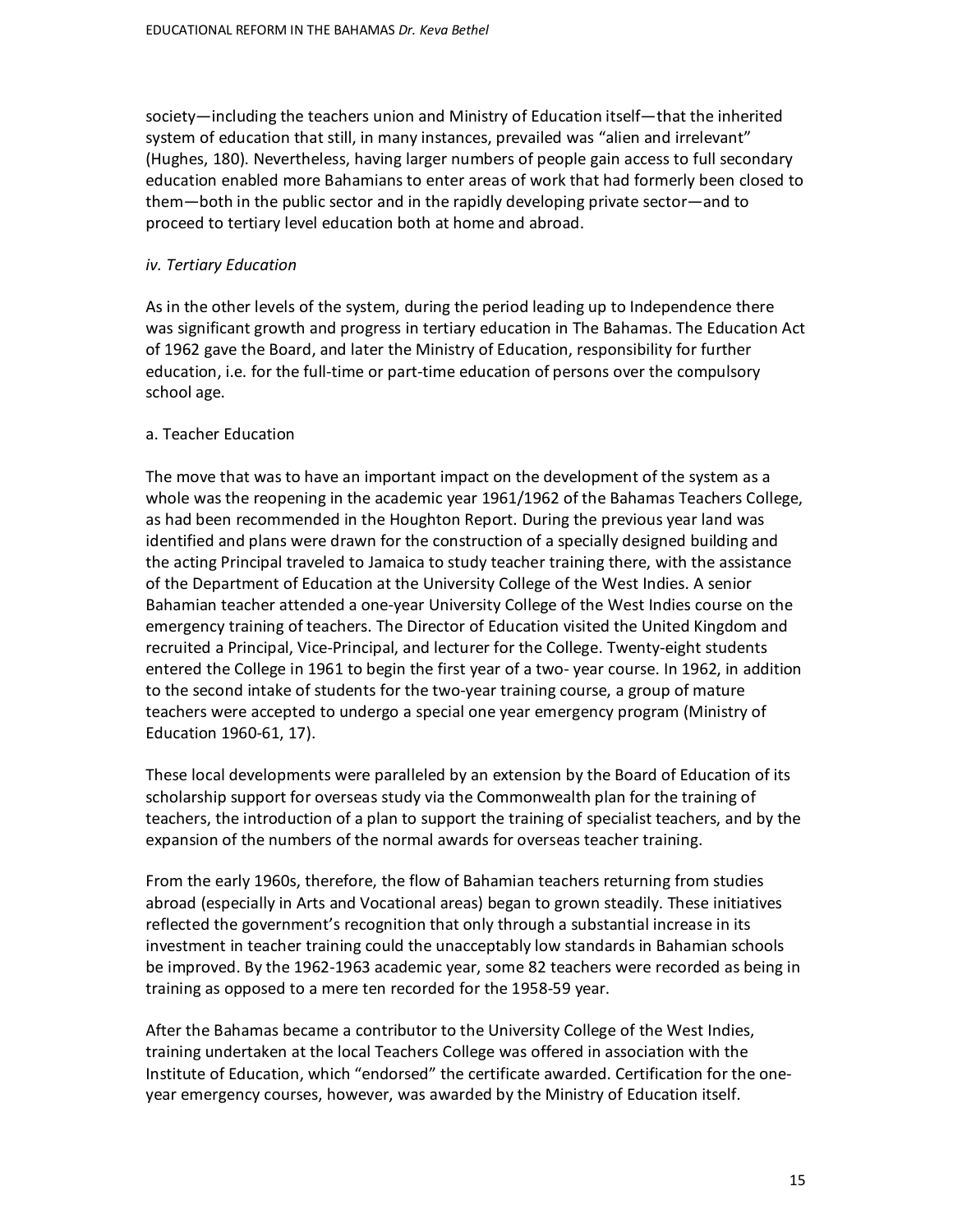society—including the teachers union and Ministry of Education itself—that the inherited system of education that still, in many instances, prevailed was "alien and irrelevant" (Hughes, 180). Nevertheless, having larger numbers of people gain access to full secondary education enabled more Bahamians to enter areas of work that had formerly been closed to them—both in the public sector and in the rapidly developing private sector—and to proceed to tertiary level education both at home and abroad.

### *iv. Tertiary Education*

As in the other levels of the system, during the period leading up to Independence there was significant growth and progress in tertiary education in The Bahamas. The Education Act of 1962 gave the Board, and later the Ministry of Education, responsibility for further education, i.e. for the full-time or part-time education of persons over the compulsory school age.

#### a. Teacher Education

The move that was to have an important impact on the development of the system as a whole was the reopening in the academic year 1961/1962 of the Bahamas Teachers College, as had been recommended in the Houghton Report. During the previous year land was identified and plans were drawn for the construction of a specially designed building and the acting Principal traveled to Jamaica to study teacher training there, with the assistance of the Department of Education at the University College of the West Indies. A senior Bahamian teacher attended a one-year University College of the West Indies course on the emergency training of teachers. The Director of Education visited the United Kingdom and recruited a Principal, Vice-Principal, and lecturer for the College. Twenty-eight students entered the College in 1961 to begin the first year of a two- year course. In 1962, in addition to the second intake of students for the two-year training course, a group of mature teachers were accepted to undergo a special one year emergency program (Ministry of Education 1960-61, 17).

These local developments were paralleled by an extension by the Board of Education of its scholarship support for overseas study via the Commonwealth plan for the training of teachers, the introduction of a plan to support the training of specialist teachers, and by the expansion of the numbers of the normal awards for overseas teacher training.

From the early 1960s, therefore, the flow of Bahamian teachers returning from studies abroad (especially in Arts and Vocational areas) began to grown steadily. These initiatives reflected the government's recognition that only through a substantial increase in its investment in teacher training could the unacceptably low standards in Bahamian schools be improved. By the 1962-1963 academic year, some 82 teachers were recorded as being in training as opposed to a mere ten recorded for the 1958-59 year.

After the Bahamas became a contributor to the University College of the West Indies, training undertaken at the local Teachers College was offered in association with the Institute of Education, which "endorsed" the certificate awarded. Certification for the one-year emergency courses, however, was awarded by the Ministry of Education itself.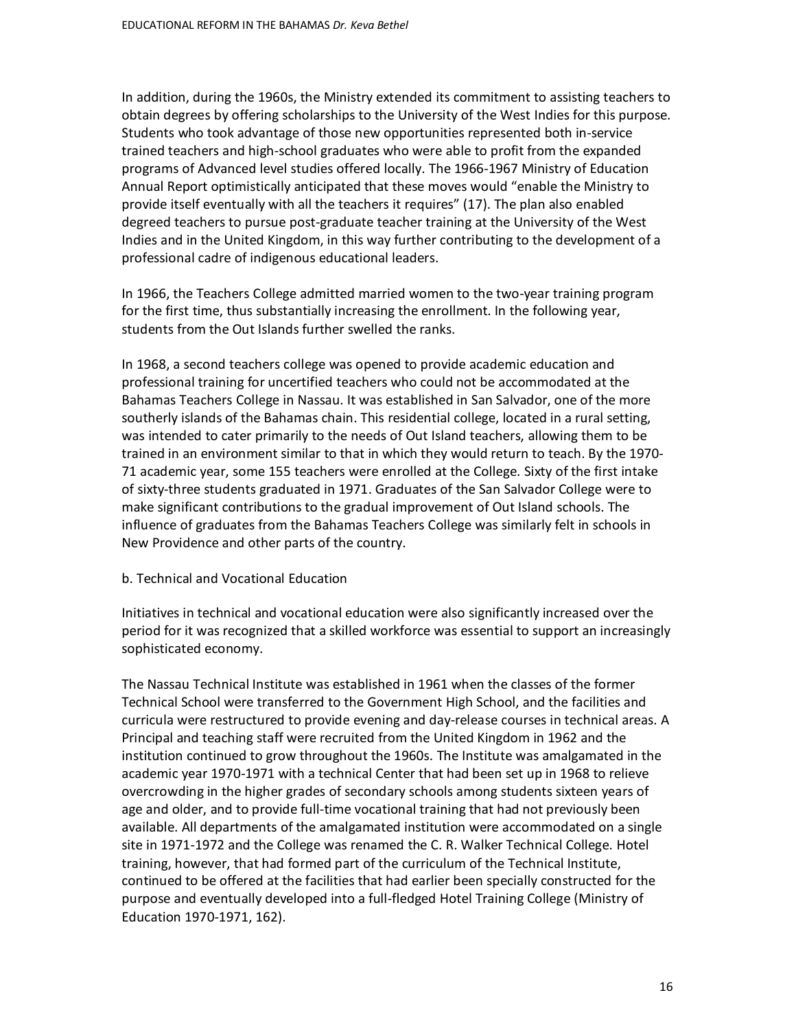In addition, during the 1960s, the Ministry extended its commitment to assisting teachers to obtain degrees by offering scholarships to the University of the West Indies for this purpose. Students who took advantage of those new opportunities represented both in-service trained teachers and high-school graduates who were able to profit from the expanded programs of Advanced level studies offered locally. The 1966-1967 Ministry of Education Annual Report optimistically anticipated that these moves would "enable the Ministry to provide itself eventually with all the teachers it requires" (17). The plan also enabled degreed teachers to pursue post-graduate teacher training at the University of the West Indies and in the United Kingdom, in this way further contributing to the development of a professional cadre of indigenous educational leaders.

In 1966, the Teachers College admitted married women to the two-year training program for the first time, thus substantially increasing the enrollment. In the following year, students from the Out Islands further swelled the ranks.

In 1968, a second teachers college was opened to provide academic education and professional training for uncertified teachers who could not be accommodated at the Bahamas Teachers College in Nassau. It was established in San Salvador, one of the more southerly islands of the Bahamas chain. This residential college, located in a rural setting, was intended to cater primarily to the needs of Out Island teachers, allowing them to be trained in an environment similar to that in which they would return to teach. By the 1970-71 academic year, some 155 teachers were enrolled at the College. Sixty of the first intake of sixty-three students graduated in 1971. Graduates of the San Salvador College were to make significant contributions to the gradual improvement of Out Island schools. The influence of graduates from the Bahamas Teachers College was similarly felt in schools in New Providence and other parts of the country.

### b. Technical and Vocational Education

Initiatives in technical and vocational education were also significantly increased over the period for it was recognized that a skilled workforce was essential to support an increasingly sophisticated economy.

The Nassau Technical Institute was established in 1961 when the classes of the former Technical School were transferred to the Government High School, and the facilities and curricula were restructured to provide evening and day-release courses in technical areas. A Principal and teaching staff were recruited from the United Kingdom in 1962 and the institution continued to grow throughout the 1960s. The Institute was amalgamated in the academic year 1970-1971 with a technical Center that had been set up in 1968 to relieve overcrowding in the higher grades of secondary schools among students sixteen years of age and older, and to provide full-time vocational training that had not previously been available. All departments of the amalgamated institution were accommodated on a single site in 1971-1972 and the College was renamed the C. R. Walker Technical College. Hotel training, however, that had formed part of the curriculum of the Technical Institute, continued to be offered at the facilities that had earlier been specially constructed for the purpose and eventually developed into a full-fledged Hotel Training College (Ministry of Education 1970-1971, 162).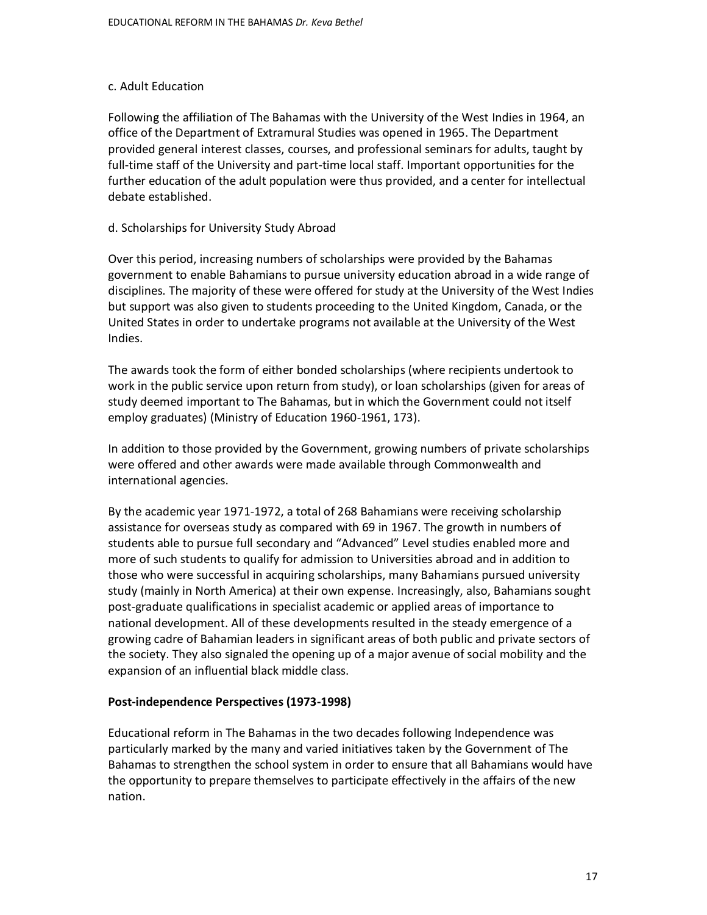c. Adult Education

Following the affiliation of The Bahamas with the University of the West Indies in 1964, an office of the Department of Extramural Studies was opened in 1965. The Department provided general interest classes, courses, and professional seminars for adults, taught by full-time staff of the University and part-time local staff. Important opportunities for the further education of the adult population were thus provided, and a center for intellectual debate established.

d. Scholarships for University Study Abroad

Over this period, increasing numbers of scholarships were provided by the Bahamas government to enable Bahamians to pursue university education abroad in a wide range of disciplines. The majority of these were offered for study at the University of the West Indies but support was also given to students proceeding to the United Kingdom, Canada, or the United States in order to undertake programs not available at the University of the West Indies.

The awards took the form of either bonded scholarships (where recipients undertook to work in the public service upon return from study), or loan scholarships (given for areas of study deemed important to The Bahamas, but in which the Government could not itself employ graduates) (Ministry of Education 1960-1961, 173).

In addition to those provided by the Government, growing numbers of private scholarships were offered and other awards were made available through Commonwealth and international agencies.

By the academic year 1971-1972, a total of 268 Bahamians were receiving scholarship assistance for overseas study as compared with 69 in 1967. The growth in numbers of students able to pursue full secondary and “Advanced” Level studies enabled more and more of such students to qualify for admission to Universities abroad and in addition to those who were successful in acquiring scholarships, many Bahamians pursued university study (mainly in North America) at their own expense. Increasingly, also, Bahamians sought post-graduate qualifications in specialist academic or applied areas of importance to national development. All of these developments resulted in the steady emergence of a growing cadre of Bahamian leaders in significant areas of both public and private sectors of the society. They also signaled the opening up of a major avenue of social mobility and the expansion of an influential black middle class.

**Post-independence Perspectives (1973-1998)**

Educational reform in The Bahamas in the two decades following Independence was particularly marked by the many and varied initiatives taken by the Government of The Bahamas to strengthen the school system in order to ensure that all Bahamians would have the opportunity to prepare themselves to participate effectively in the affairs of the new nation.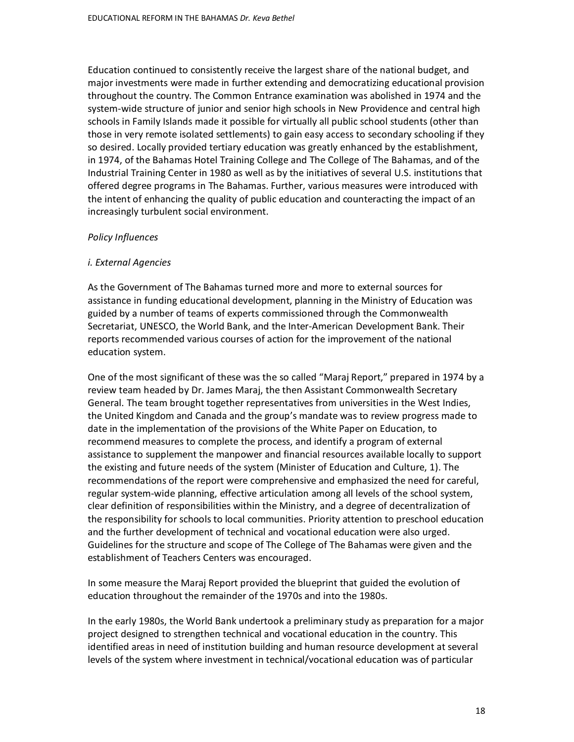Education continued to consistently receive the largest share of the national budget, and major investments were made in further extending and democratizing educational provision throughout the country. The Common Entrance examination was abolished in 1974 and the system-wide structure of junior and senior high schools in New Providence and central high schools in Family Islands made it possible for virtually all public school students (other than those in very remote isolated settlements) to gain easy access to secondary schooling if they so desired. Locally provided tertiary education was greatly enhanced by the establishment, in 1974, of the Bahamas Hotel Training College and The College of The Bahamas, and of the Industrial Training Center in 1980 as well as by the initiatives of several U.S. institutions that offered degree programs in The Bahamas. Further, various measures were introduced with the intent of enhancing the quality of public education and counteracting the impact of an increasingly turbulent social environment.

*Policy Influences*

*i. External Agencies*

As the Government of The Bahamas turned more and more to external sources for assistance in funding educational development, planning in the Ministry of Education was guided by a number of teams of experts commissioned through the Commonwealth Secretariat, UNESCO, the World Bank, and the Inter-American Development Bank. Their reports recommended various courses of action for the improvement of the national education system.

One of the most significant of these was the so called "Maraj Report," prepared in 1974 by a review team headed by Dr. James Maraj, the then Assistant Commonwealth Secretary General. The team brought together representatives from universities in the West Indies, the United Kingdom and Canada and the group's mandate was to review progress made to date in the implementation of the provisions of the White Paper on Education, to recommend measures to complete the process, and identify a program of external assistance to supplement the manpower and financial resources available locally to support the existing and future needs of the system (Minister of Education and Culture, 1). The recommendations of the report were comprehensive and emphasized the need for careful, regular system-wide planning, effective articulation among all levels of the school system, clear definition of responsibilities within the Ministry, and a degree of decentralization of the responsibility for schools to local communities. Priority attention to preschool education and the further development of technical and vocational education were also urged. Guidelines for the structure and scope of The College of The Bahamas were given and the establishment of Teachers Centers was encouraged.

In some measure the Maraj Report provided the blueprint that guided the evolution of education throughout the remainder of the 1970s and into the 1980s.

In the early 1980s, the World Bank undertook a preliminary study as preparation for a major project designed to strengthen technical and vocational education in the country. This identified areas in need of institution building and human resource development at several levels of the system where investment in technical/vocational education was of particular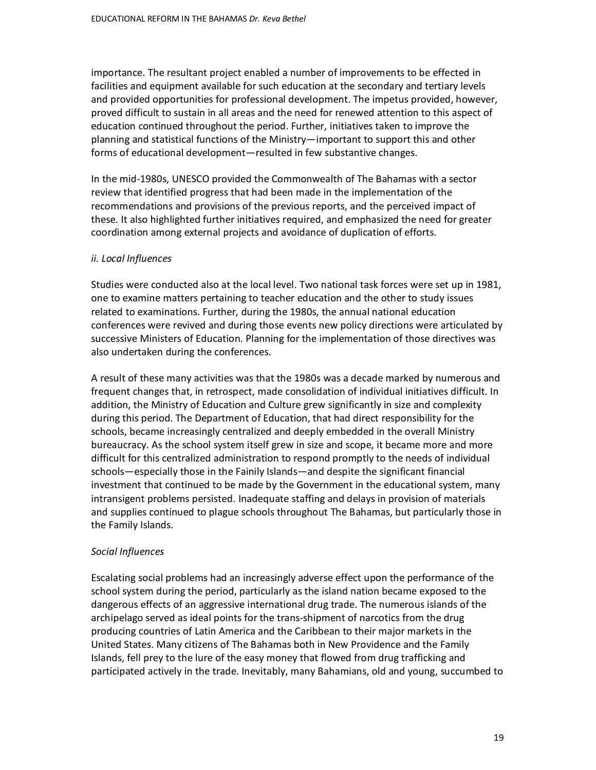importance. The resultant project enabled a number of improvements to be effected in facilities and equipment available for such education at the secondary and tertiary levels and provided opportunities for professional development. The impetus provided, however, proved difficult to sustain in all areas and the need for renewed attention to this aspect of education continued throughout the period. Further, initiatives taken to improve the planning and statistical functions of the Ministry—important to support this and other forms of educational development—resulted in few substantive changes.

In the mid-1980s, UNESCO provided the Commonwealth of The Bahamas with a sector review that identified progress that had been made in the implementation of the recommendations and provisions of the previous reports, and the perceived impact of these. It also highlighted further initiatives required, and emphasized the need for greater coordination among external projects and avoidance of duplication of efforts.

*ii. Local Influences*

Studies were conducted also at the local level. Two national task forces were set up in 1981, one to examine matters pertaining to teacher education and the other to study issues related to examinations. Further, during the 1980s, the annual national education conferences were revived and during those events new policy directions were articulated by successive Ministers of Education. Planning for the implementation of those directives was also undertaken during the conferences.

A result of these many activities was that the 1980s was a decade marked by numerous and frequent changes that, in retrospect, made consolidation of individual initiatives difficult. In addition, the Ministry of Education and Culture grew significantly in size and complexity during this period. The Department of Education, that had direct responsibility for the schools, became increasingly centralized and deeply embedded in the overall Ministry bureaucracy. As the school system itself grew in size and scope, it became more and more difficult for this centralized administration to respond promptly to the needs of individual schools—especially those in the Fainily Islands—and despite the significant financial investment that continued to be made by the Government in the educational system, many intransigent problems persisted. Inadequate staffing and delays in provision of materials and supplies continued to plague schools throughout The Bahamas, but particularly those in the Family Islands.

*Social Influences*

Escalating social problems had an increasingly adverse effect upon the performance of the school system during the period, particularly as the island nation became exposed to the dangerous effects of an aggressive international drug trade. The numerous islands of the archipelago served as ideal points for the trans-shipment of narcotics from the drug producing countries of Latin America and the Caribbean to their major markets in the United States. Many citizens of The Bahamas both in New Providence and the Family Islands, fell prey to the lure of the easy money that flowed from drug trafficking and participated actively in the trade. Inevitably, many Bahamians, old and young, succumbed to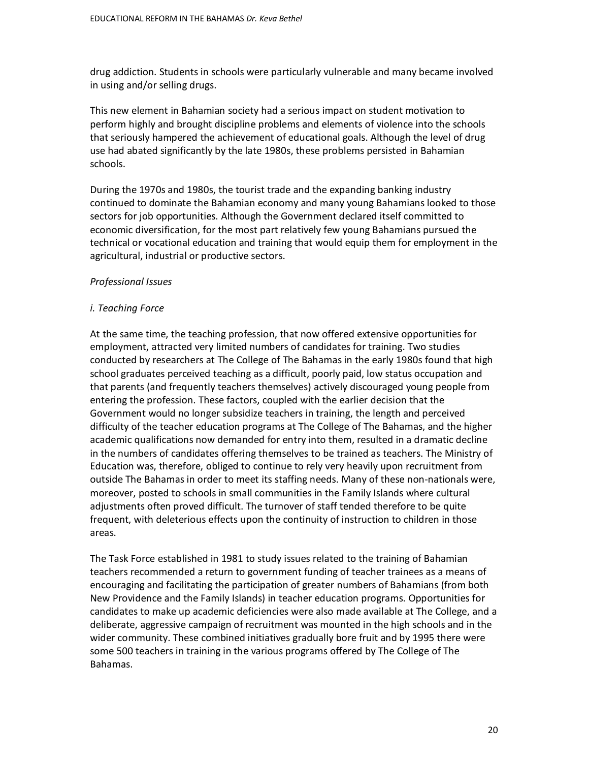drug addiction. Students in schools were particularly vulnerable and many became involved in using and/or selling drugs.

This new element in Bahamian society had a serious impact on student motivation to perform highly and brought discipline problems and elements of violence into the schools that seriously hampered the achievement of educational goals. Although the level of drug use had abated significantly by the late 1980s, these problems persisted in Bahamian schools.

During the 1970s and 1980s, the tourist trade and the expanding banking industry continued to dominate the Bahamian economy and many young Bahamians looked to those sectors for job opportunities. Although the Government declared itself committed to economic diversification, for the most part relatively few young Bahamians pursued the technical or vocational education and training that would equip them for employment in the agricultural, industrial or productive sectors.

*Professional Issues*

*i. Teaching Force*

At the same time, the teaching profession, that now offered extensive opportunities for employment, attracted very limited numbers of candidates for training. Two studies conducted by researchers at The College of The Bahamas in the early 1980s found that high school graduates perceived teaching as a difficult, poorly paid, low status occupation and that parents (and frequently teachers themselves) actively discouraged young people from entering the profession. These factors, coupled with the earlier decision that the Government would no longer subsidize teachers in training, the length and perceived difficulty of the teacher education programs at The College of The Bahamas, and the higher academic qualifications now demanded for entry into them, resulted in a dramatic decline in the numbers of candidates offering themselves to be trained as teachers. The Ministry of Education was, therefore, obliged to continue to rely very heavily upon recruitment from outside The Bahamas in order to meet its staffing needs. Many of these non-nationals were, moreover, posted to schools in small communities in the Family Islands where cultural adjustments often proved difficult. The turnover of staff tended therefore to be quite frequent, with deleterious effects upon the continuity of instruction to children in those areas.

The Task Force established in 1981 to study issues related to the training of Bahamian teachers recommended a return to government funding of teacher trainees as a means of encouraging and facilitating the participation of greater numbers of Bahamians (from both New Providence and the Family Islands) in teacher education programs. Opportunities for candidates to make up academic deficiencies were also made available at The College, and a deliberate, aggressive campaign of recruitment was mounted in the high schools and in the wider community. These combined initiatives gradually bore fruit and by 1995 there were some 500 teachers in training in the various programs offered by The College of The Bahamas.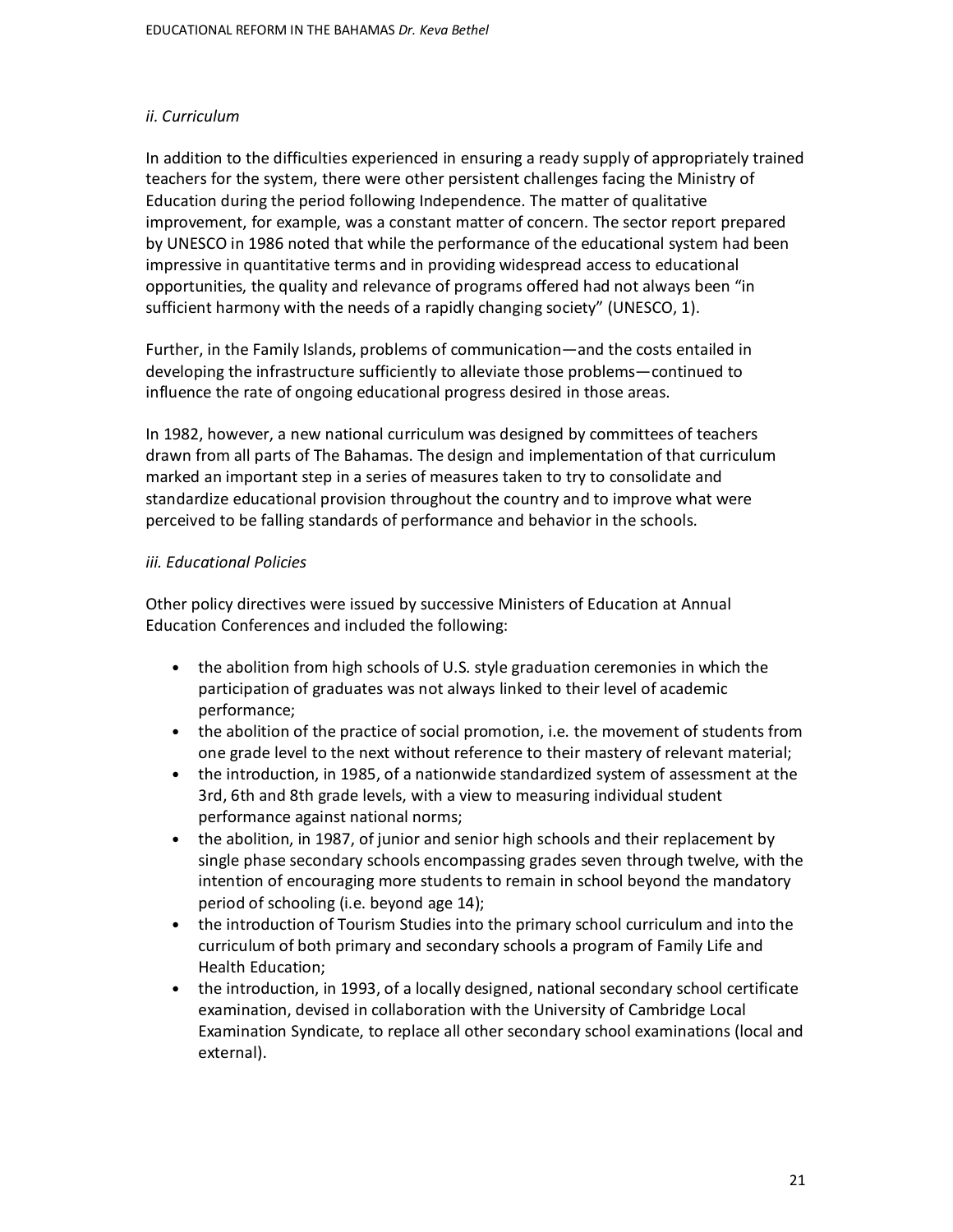*ii. Curriculum*

In addition to the difficulties experienced in ensuring a ready supply of appropriately trained teachers for the system, there were other persistent challenges facing the Ministry of Education during the period following Independence. The matter of qualitative improvement, for example, was a constant matter of concern. The sector report prepared by UNESCO in 1986 noted that while the performance of the educational system had been impressive in quantitative terms and in providing widespread access to educational opportunities, the quality and relevance of programs offered had not always been "in sufficient harmony with the needs of a rapidly changing society" (UNESCO, 1).

Further, in the Family Islands, problems of communication—and the costs entailed in developing the infrastructure sufficiently to alleviate those problems—continued to influence the rate of ongoing educational progress desired in those areas.

In 1982, however, a new national curriculum was designed by committees of teachers drawn from all parts of The Bahamas. The design and implementation of that curriculum marked an important step in a series of measures taken to try to consolidate and standardize educational provision throughout the country and to improve what were perceived to be falling standards of performance and behavior in the schools.

*iii. Educational Policies*

Other policy directives were issued by successive Ministers of Education at Annual Education Conferences and included the following:

- the abolition from high schools of U.S. style graduation ceremonies in which the participation of graduates was not always linked to their level of academic performance;
- the abolition of the practice of social promotion, i.e. the movement of students from one grade level to the next without reference to their mastery of relevant material;
- the introduction, in 1985, of a nationwide standardized system of assessment at the 3rd, 6th and 8th grade levels, with a view to measuring individual student performance against national norms;
- the abolition, in 1987, of junior and senior high schools and their replacement by single phase secondary schools encompassing grades seven through twelve, with the intention of encouraging more students to remain in school beyond the mandatory period of schooling (i.e. beyond age 14);
- the introduction of Tourism Studies into the primary school curriculum and into the curriculum of both primary and secondary schools a program of Family Life and Health Education;
- the introduction, in 1993, of a locally designed, national secondary school certificate examination, devised in collaboration with the University of Cambridge Local Examination Syndicate, to replace all other secondary school examinations (local and external).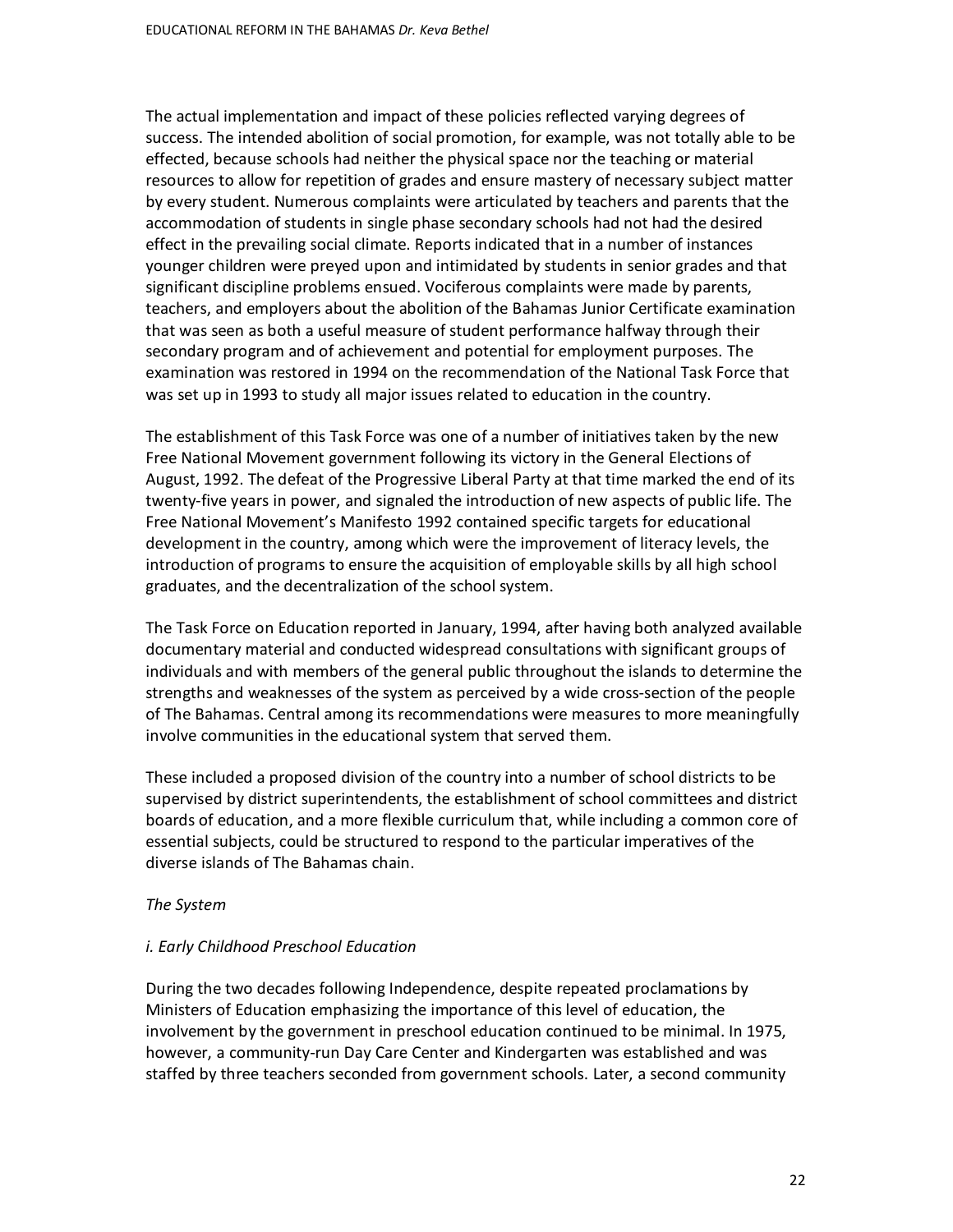The actual implementation and impact of these policies reflected varying degrees of success. The intended abolition of social promotion, for example, was not totally able to be effected, because schools had neither the physical space nor the teaching or material resources to allow for repetition of grades and ensure mastery of necessary subject matter by every student. Numerous complaints were articulated by teachers and parents that the accommodation of students in single phase secondary schools had not had the desired effect in the prevailing social climate. Reports indicated that in a number of instances younger children were preyed upon and intimidated by students in senior grades and that significant discipline problems ensued. Vociferous complaints were made by parents, teachers, and employers about the abolition of the Bahamas Junior Certificate examination that was seen as both a useful measure of student performance halfway through their secondary program and of achievement and potential for employment purposes. The examination was restored in 1994 on the recommendation of the National Task Force that was set up in 1993 to study all major issues related to education in the country.

The establishment of this Task Force was one of a number of initiatives taken by the new Free National Movement government following its victory in the General Elections of August, 1992. The defeat of the Progressive Liberal Party at that time marked the end of its twenty-five years in power, and signaled the introduction of new aspects of public life. The Free National Movement's Manifesto 1992 contained specific targets for educational development in the country, among which were the improvement of literacy levels, the introduction of programs to ensure the acquisition of employable skills by all high school graduates, and the decentralization of the school system.

The Task Force on Education reported in January, 1994, after having both analyzed available documentary material and conducted widespread consultations with significant groups of individuals and with members of the general public throughout the islands to determine the strengths and weaknesses of the system as perceived by a wide cross-section of the people of The Bahamas. Central among its recommendations were measures to more meaningfully involve communities in the educational system that served them.

These included a proposed division of the country into a number of school districts to be supervised by district superintendents, the establishment of school committees and district boards of education, and a more flexible curriculum that, while including a common core of essential subjects, could be structured to respond to the particular imperatives of the diverse islands of The Bahamas chain.

*The System*

*i. Early Childhood Preschool Education*

During the two decades following Independence, despite repeated proclamations by Ministers of Education emphasizing the importance of this level of education, the involvement by the government in preschool education continued to be minimal. In 1975, however, a community-run Day Care Center and Kindergarten was established and was staffed by three teachers seconded from government schools. Later, a second community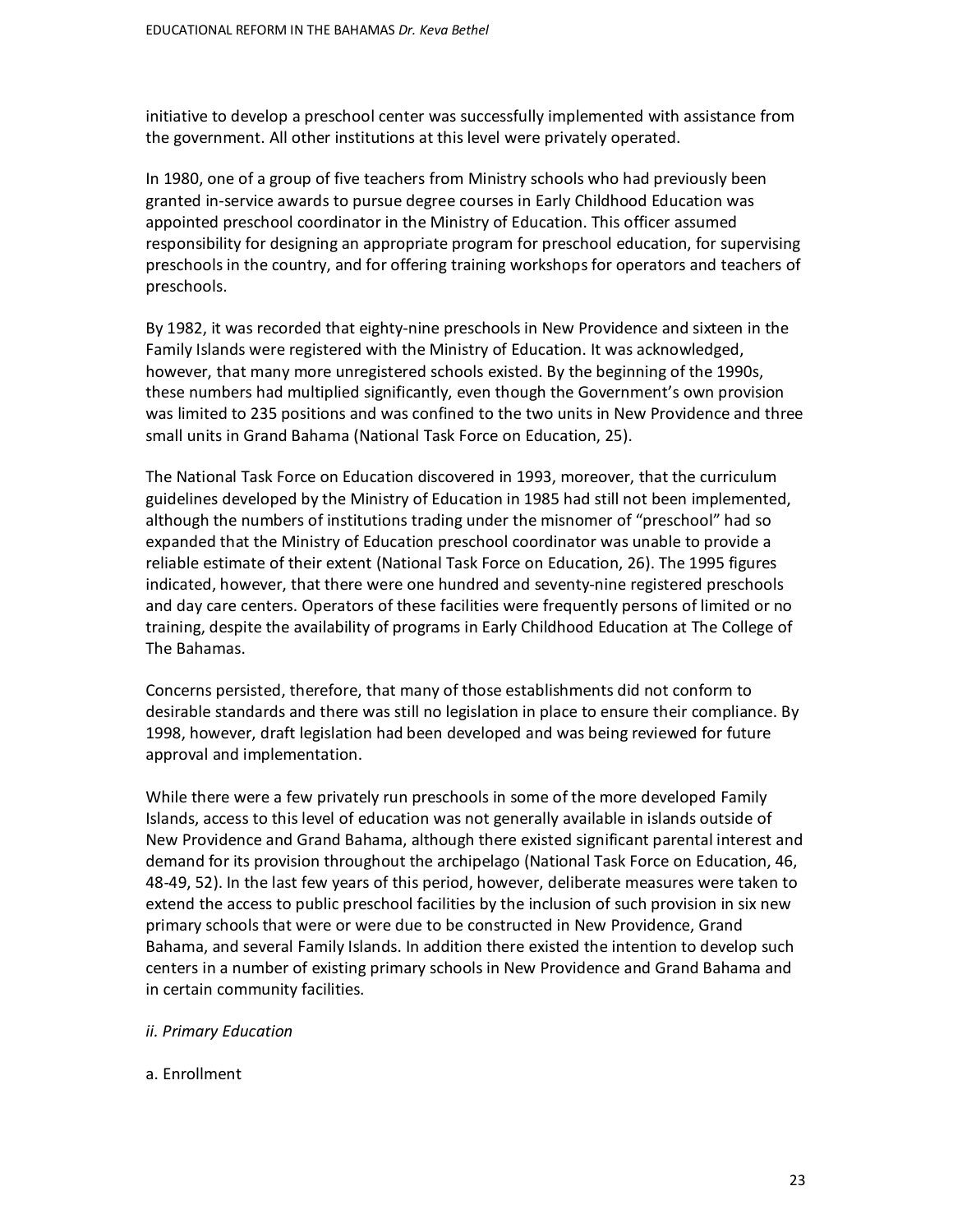initiative to develop a preschool center was successfully implemented with assistance from the government. All other institutions at this level were privately operated.

In 1980, one of a group of five teachers from Ministry schools who had previously been granted in-service awards to pursue degree courses in Early Childhood Education was appointed preschool coordinator in the Ministry of Education. This officer assumed responsibility for designing an appropriate program for preschool education, for supervising preschools in the country, and for offering training workshops for operators and teachers of preschools.

By 1982, it was recorded that eighty-nine preschools in New Providence and sixteen in the Family Islands were registered with the Ministry of Education. It was acknowledged, however, that many more unregistered schools existed. By the beginning of the 1990s, these numbers had multiplied significantly, even though the Government's own provision was limited to 235 positions and was confined to the two units in New Providence and three small units in Grand Bahama (National Task Force on Education, 25).

The National Task Force on Education discovered in 1993, moreover, that the curriculum guidelines developed by the Ministry of Education in 1985 had still not been implemented, although the numbers of institutions trading under the misnomer of "preschool" had so expanded that the Ministry of Education preschool coordinator was unable to provide a reliable estimate of their extent (National Task Force on Education, 26). The 1995 figures indicated, however, that there were one hundred and seventy-nine registered preschools and day care centers. Operators of these facilities were frequently persons of limited or no training, despite the availability of programs in Early Childhood Education at The College of The Bahamas.

Concerns persisted, therefore, that many of those establishments did not conform to desirable standards and there was still no legislation in place to ensure their compliance. By 1998, however, draft legislation had been developed and was being reviewed for future approval and implementation.

While there were a few privately run preschools in some of the more developed Family Islands, access to this level of education was not generally available in islands outside of New Providence and Grand Bahama, although there existed significant parental interest and demand for its provision throughout the archipelago (National Task Force on Education, 46, 48-49, 52). In the last few years of this period, however, deliberate measures were taken to extend the access to public preschool facilities by the inclusion of such provision in six new primary schools that were or were due to be constructed in New Providence, Grand Bahama, and several Family Islands. In addition there existed the intention to develop such centers in a number of existing primary schools in New Providence and Grand Bahama and in certain community facilities.

*ii. Primary Education*

a. Enrollment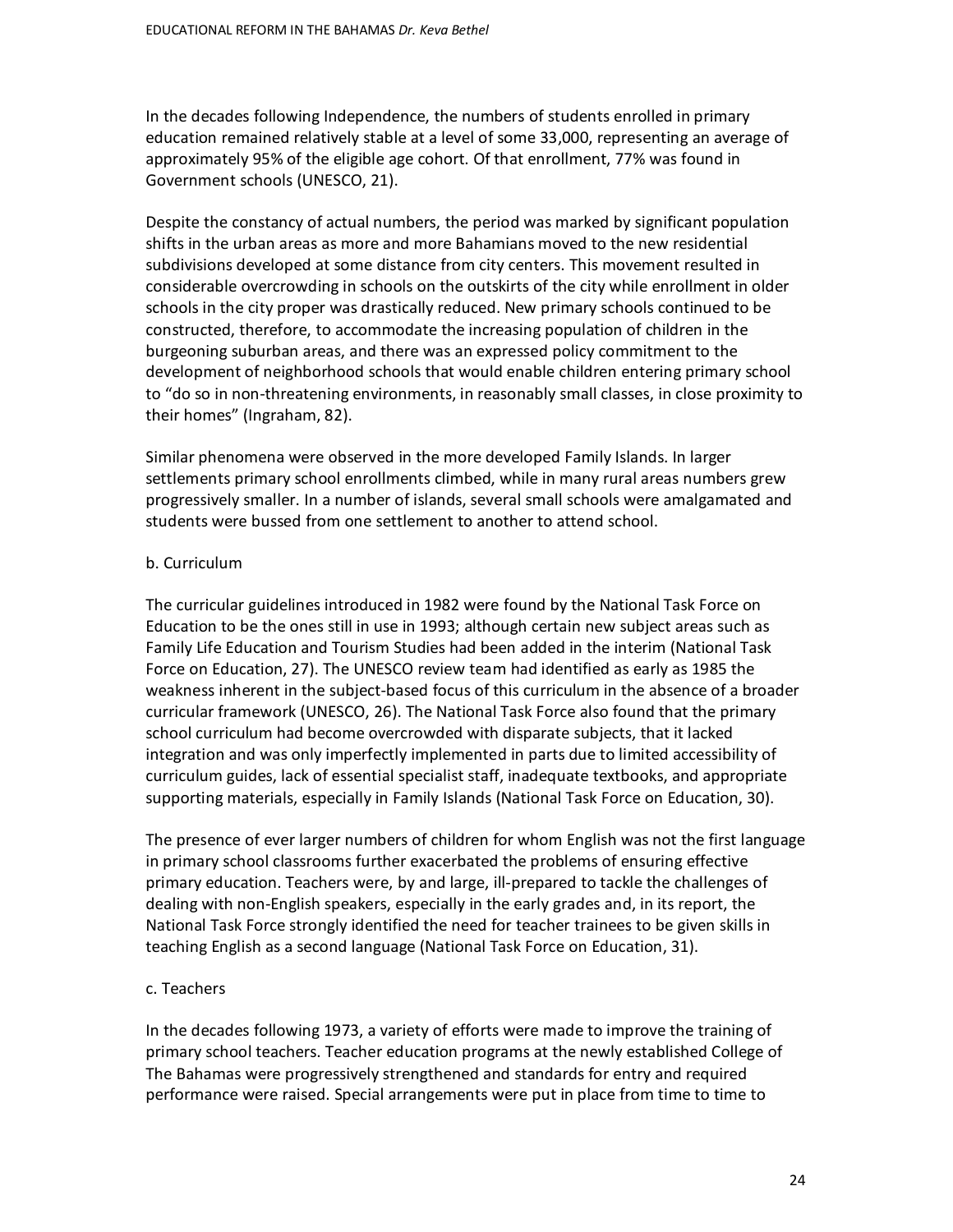In the decades following Independence, the numbers of students enrolled in primary education remained relatively stable at a level of some 33,000, representing an average of approximately 95% of the eligible age cohort. Of that enrollment, 77% was found in Government schools (UNESCO, 21).

Despite the constancy of actual numbers, the period was marked by significant population shifts in the urban areas as more and more Bahamians moved to the new residential subdivisions developed at some distance from city centers. This movement resulted in considerable overcrowding in schools on the outskirts of the city while enrollment in older schools in the city proper was drastically reduced. New primary schools continued to be constructed, therefore, to accommodate the increasing population of children in the burgeoning suburban areas, and there was an expressed policy commitment to the development of neighborhood schools that would enable children entering primary school to "do so in non-threatening environments, in reasonably small classes, in close proximity to their homes" (Ingraham, 82).

Similar phenomena were observed in the more developed Family Islands. In larger settlements primary school enrollments climbed, while in many rural areas numbers grew progressively smaller. In a number of islands, several small schools were amalgamated and students were bussed from one settlement to another to attend school.

### b. Curriculum

The curricular guidelines introduced in 1982 were found by the National Task Force on Education to be the ones still in use in 1993; although certain new subject areas such as Family Life Education and Tourism Studies had been added in the interim (National Task Force on Education, 27). The UNESCO review team had identified as early as 1985 the weakness inherent in the subject-based focus of this curriculum in the absence of a broader curricular framework (UNESCO, 26). The National Task Force also found that the primary school curriculum had become overcrowded with disparate subjects, that it lacked integration and was only imperfectly implemented in parts due to limited accessibility of curriculum guides, lack of essential specialist staff, inadequate textbooks, and appropriate supporting materials, especially in Family Islands (National Task Force on Education, 30).

The presence of ever larger numbers of children for whom English was not the first language in primary school classrooms further exacerbated the problems of ensuring effective primary education. Teachers were, by and large, ill-prepared to tackle the challenges of dealing with non-English speakers, especially in the early grades and, in its report, the National Task Force strongly identified the need for teacher trainees to be given skills in teaching English as a second language (National Task Force on Education, 31).

### c. Teachers

In the decades following 1973, a variety of efforts were made to improve the training of primary school teachers. Teacher education programs at the newly established College of The Bahamas were progressively strengthened and standards for entry and required performance were raised. Special arrangements were put in place from time to time to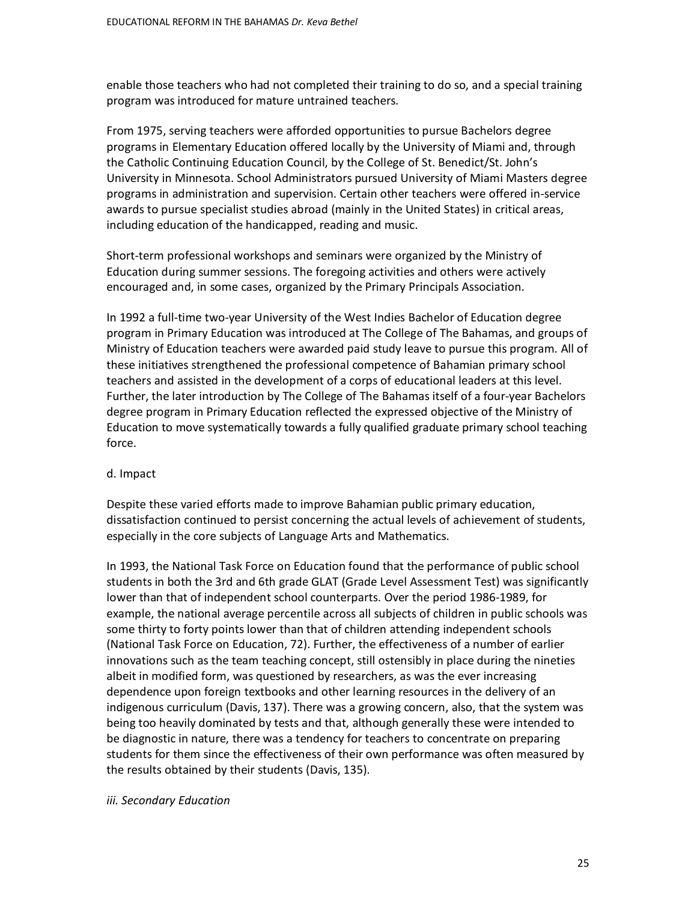enable those teachers who had not completed their training to do so, and a special training program was introduced for mature untrained teachers.

From 1975, serving teachers were afforded opportunities to pursue Bachelors degree programs in Elementary Education offered locally by the University of Miami and, through the Catholic Continuing Education Council, by the College of St. Benedict/St. John's University in Minnesota. School Administrators pursued University of Miami Masters degree programs in administration and supervision. Certain other teachers were offered in-service awards to pursue specialist studies abroad (mainly in the United States) in critical areas, including education of the handicapped, reading and music.

Short-term professional workshops and seminars were organized by the Ministry of Education during summer sessions. The foregoing activities and others were actively encouraged and, in some cases, organized by the Primary Principals Association.

In 1992 a full-time two-year University of the West Indies Bachelor of Education degree program in Primary Education was introduced at The College of The Bahamas, and groups of Ministry of Education teachers were awarded paid study leave to pursue this program. All of these initiatives strengthened the professional competence of Bahamian primary school teachers and assisted in the development of a corps of educational leaders at this level. Further, the later introduction by The College of The Bahamas itself of a four-year Bachelors degree program in Primary Education reflected the expressed objective of the Ministry of Education to move systematically towards a fully qualified graduate primary school teaching force.

d. Impact

Despite these varied efforts made to improve Bahamian public primary education, dissatisfaction continued to persist concerning the actual levels of achievement of students, especially in the core subjects of Language Arts and Mathematics.

In 1993, the National Task Force on Education found that the performance of public school students in both the 3rd and 6th grade GLAT (Grade Level Assessment Test) was significantly lower than that of independent school counterparts. Over the period 1986-1989, for example, the national average percentile across all subjects of children in public schools was some thirty to forty points lower than that of children attending independent schools (National Task Force on Education, 72). Further, the effectiveness of a number of earlier innovations such as the team teaching concept, still ostensibly in place during the nineties albeit in modified form, was questioned by researchers, as was the ever increasing dependence upon foreign textbooks and other learning resources in the delivery of an indigenous curriculum (Davis, 137). There was a growing concern, also, that the system was being too heavily dominated by tests and that, although generally these were intended to be diagnostic in nature, there was a tendency for teachers to concentrate on preparing students for them since the effectiveness of their own performance was often measured by the results obtained by their students (Davis, 135).

*iii. Secondary Education*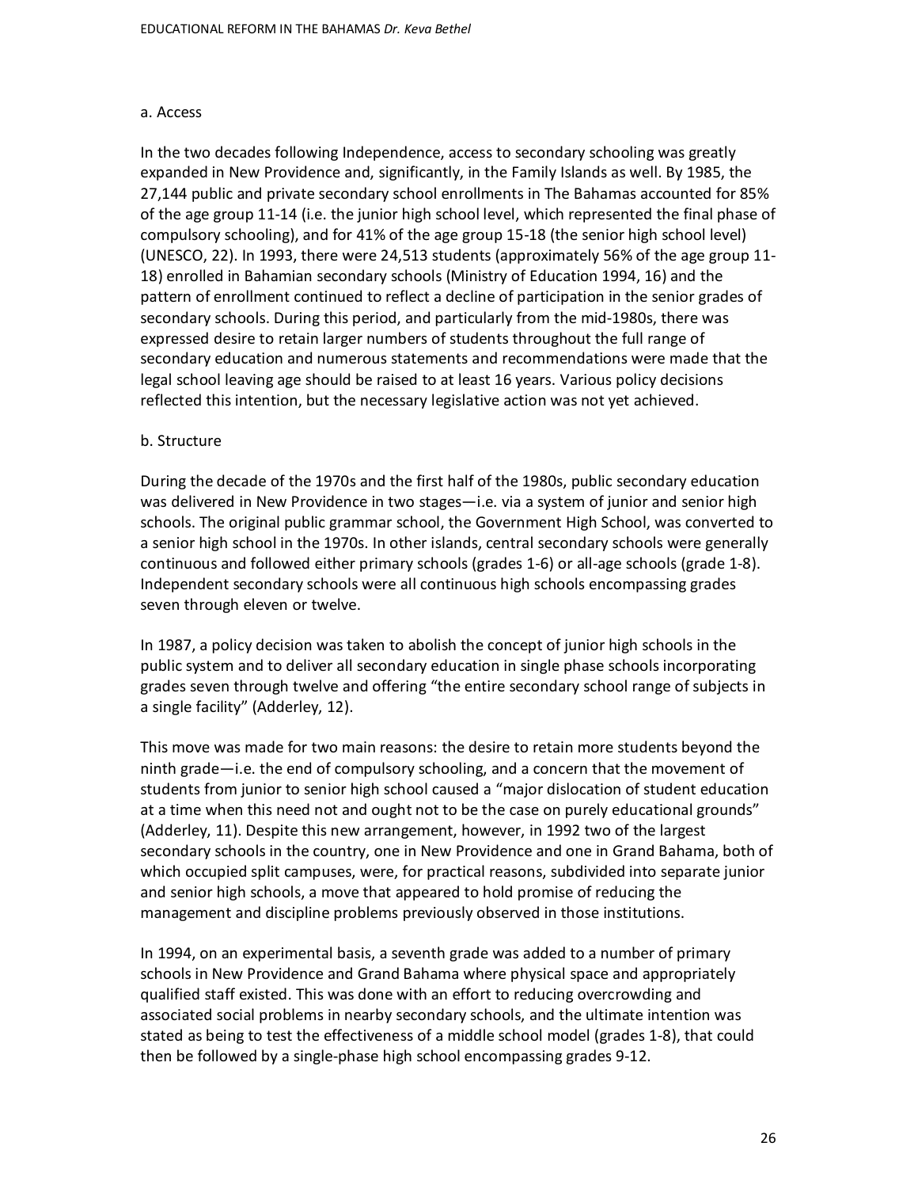### a. Access

In the two decades following Independence, access to secondary schooling was greatly expanded in New Providence and, significantly, in the Family Islands as well. By 1985, the 27,144 public and private secondary school enrollments in The Bahamas accounted for 85% of the age group 11-14 (i.e. the junior high school level, which represented the final phase of compulsory schooling), and for 41% of the age group 15-18 (the senior high school level) (UNESCO, 22). In 1993, there were 24,513 students (approximately 56% of the age group 11-18) enrolled in Bahamian secondary schools (Ministry of Education 1994, 16) and the pattern of enrollment continued to reflect a decline of participation in the senior grades of secondary schools. During this period, and particularly from the mid-1980s, there was expressed desire to retain larger numbers of students throughout the full range of secondary education and numerous statements and recommendations were made that the legal school leaving age should be raised to at least 16 years. Various policy decisions reflected this intention, but the necessary legislative action was not yet achieved.

### b. Structure

During the decade of the 1970s and the first half of the 1980s, public secondary education was delivered in New Providence in two stages—i.e. via a system of junior and senior high schools. The original public grammar school, the Government High School, was converted to a senior high school in the 1970s. In other islands, central secondary schools were generally continuous and followed either primary schools (grades 1-6) or all-age schools (grade 1-8). Independent secondary schools were all continuous high schools encompassing grades seven through eleven or twelve.

In 1987, a policy decision was taken to abolish the concept of junior high schools in the public system and to deliver all secondary education in single phase schools incorporating grades seven through twelve and offering "the entire secondary school range of subjects in a single facility" (Adderley, 12).

This move was made for two main reasons: the desire to retain more students beyond the ninth grade—i.e. the end of compulsory schooling, and a concern that the movement of students from junior to senior high school caused a "major dislocation of student education at a time when this need not and ought not to be the case on purely educational grounds" (Adderley, 11). Despite this new arrangement, however, in 1992 two of the largest secondary schools in the country, one in New Providence and one in Grand Bahama, both of which occupied split campuses, were, for practical reasons, subdivided into separate junior and senior high schools, a move that appeared to hold promise of reducing the management and discipline problems previously observed in those institutions.

In 1994, on an experimental basis, a seventh grade was added to a number of primary schools in New Providence and Grand Bahama where physical space and appropriately qualified staff existed. This was done with an effort to reducing overcrowding and associated social problems in nearby secondary schools, and the ultimate intention was stated as being to test the effectiveness of a middle school model (grades 1-8), that could then be followed by a single-phase high school encompassing grades 9-12.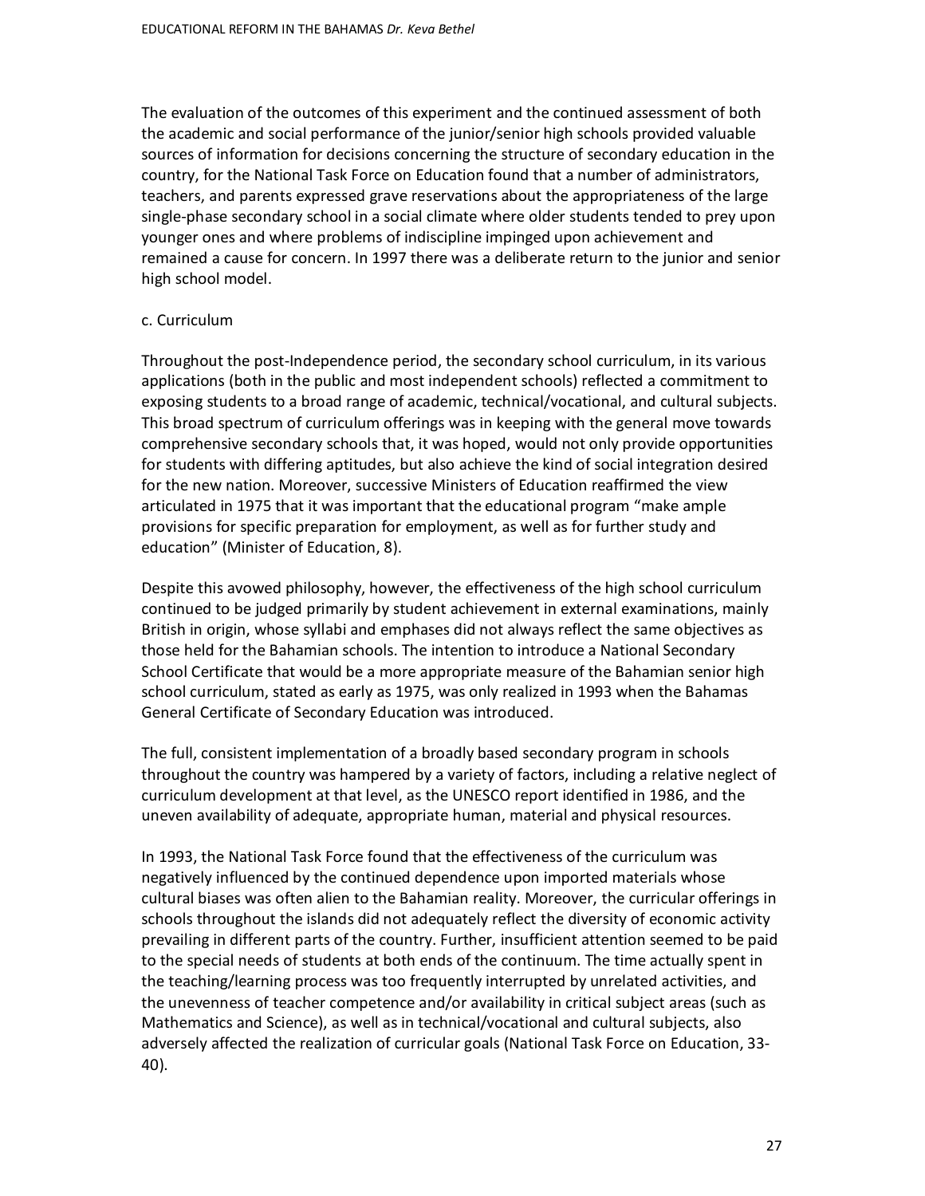The evaluation of the outcomes of this experiment and the continued assessment of both the academic and social performance of the junior/senior high schools provided valuable sources of information for decisions concerning the structure of secondary education in the country, for the National Task Force on Education found that a number of administrators, teachers, and parents expressed grave reservations about the appropriateness of the large single-phase secondary school in a social climate where older students tended to prey upon younger ones and where problems of indiscipline impinged upon achievement and remained a cause for concern. In 1997 there was a deliberate return to the junior and senior high school model.

c. Curriculum

Throughout the post-Independence period, the secondary school curriculum, in its various applications (both in the public and most independent schools) reflected a commitment to exposing students to a broad range of academic, technical/vocational, and cultural subjects. This broad spectrum of curriculum offerings was in keeping with the general move towards comprehensive secondary schools that, it was hoped, would not only provide opportunities for students with differing aptitudes, but also achieve the kind of social integration desired for the new nation. Moreover, successive Ministers of Education reaffirmed the view articulated in 1975 that it was important that the educational program "make ample provisions for specific preparation for employment, as well as for further study and education" (Minister of Education, 8).

Despite this avowed philosophy, however, the effectiveness of the high school curriculum continued to be judged primarily by student achievement in external examinations, mainly British in origin, whose syllabi and emphases did not always reflect the same objectives as those held for the Bahamian schools. The intention to introduce a National Secondary School Certificate that would be a more appropriate measure of the Bahamian senior high school curriculum, stated as early as 1975, was only realized in 1993 when the Bahamas General Certificate of Secondary Education was introduced.

The full, consistent implementation of a broadly based secondary program in schools throughout the country was hampered by a variety of factors, including a relative neglect of curriculum development at that level, as the UNESCO report identified in 1986, and the uneven availability of adequate, appropriate human, material and physical resources.

In 1993, the National Task Force found that the effectiveness of the curriculum was negatively influenced by the continued dependence upon imported materials whose cultural biases was often alien to the Bahamian reality. Moreover, the curricular offerings in schools throughout the islands did not adequately reflect the diversity of economic activity prevailing in different parts of the country. Further, insufficient attention seemed to be paid to the special needs of students at both ends of the continuum. The time actually spent in the teaching/learning process was too frequently interrupted by unrelated activities, and the unevenness of teacher competence and/or availability in critical subject areas (such as Mathematics and Science), as well as in technical/vocational and cultural subjects, also adversely affected the realization of curricular goals (National Task Force on Education, 33-40).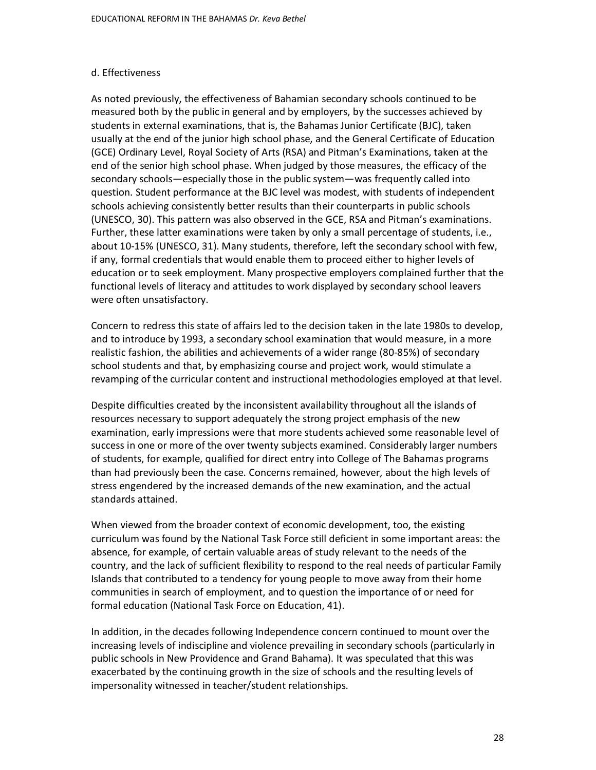d. Effectiveness

As noted previously, the effectiveness of Bahamian secondary schools continued to be measured both by the public in general and by employers, by the successes achieved by students in external examinations, that is, the Bahamas Junior Certificate (BJC), taken usually at the end of the junior high school phase, and the General Certificate of Education (GCE) Ordinary Level, Royal Society of Arts (RSA) and Pitman's Examinations, taken at the end of the senior high school phase. When judged by those measures, the efficacy of the secondary schools—especially those in the public system—was frequently called into question. Student performance at the BJC level was modest, with students of independent schools achieving consistently better results than their counterparts in public schools (UNESCO, 30). This pattern was also observed in the GCE, RSA and Pitman's examinations. Further, these latter examinations were taken by only a small percentage of students, i.e., about 10-15% (UNESCO, 31). Many students, therefore, left the secondary school with few, if any, formal credentials that would enable them to proceed either to higher levels of education or to seek employment. Many prospective employers complained further that the functional levels of literacy and attitudes to work displayed by secondary school leavers were often unsatisfactory.

Concern to redress this state of affairs led to the decision taken in the late 1980s to develop, and to introduce by 1993, a secondary school examination that would measure, in a more realistic fashion, the abilities and achievements of a wider range (80-85%) of secondary school students and that, by emphasizing course and project work, would stimulate a revamping of the curricular content and instructional methodologies employed at that level.

Despite difficulties created by the inconsistent availability throughout all the islands of resources necessary to support adequately the strong project emphasis of the new examination, early impressions were that more students achieved some reasonable level of success in one or more of the over twenty subjects examined. Considerably larger numbers of students, for example, qualified for direct entry into College of The Bahamas programs than had previously been the case. Concerns remained, however, about the high levels of stress engendered by the increased demands of the new examination, and the actual standards attained.

When viewed from the broader context of economic development, too, the existing curriculum was found by the National Task Force still deficient in some important areas: the absence, for example, of certain valuable areas of study relevant to the needs of the country, and the lack of sufficient flexibility to respond to the real needs of particular Family Islands that contributed to a tendency for young people to move away from their home communities in search of employment, and to question the importance of or need for formal education (National Task Force on Education, 41).

In addition, in the decades following Independence concern continued to mount over the increasing levels of indiscipline and violence prevailing in secondary schools (particularly in public schools in New Providence and Grand Bahama). It was speculated that this was exacerbated by the continuing growth in the size of schools and the resulting levels of impersonality witnessed in teacher/student relationships.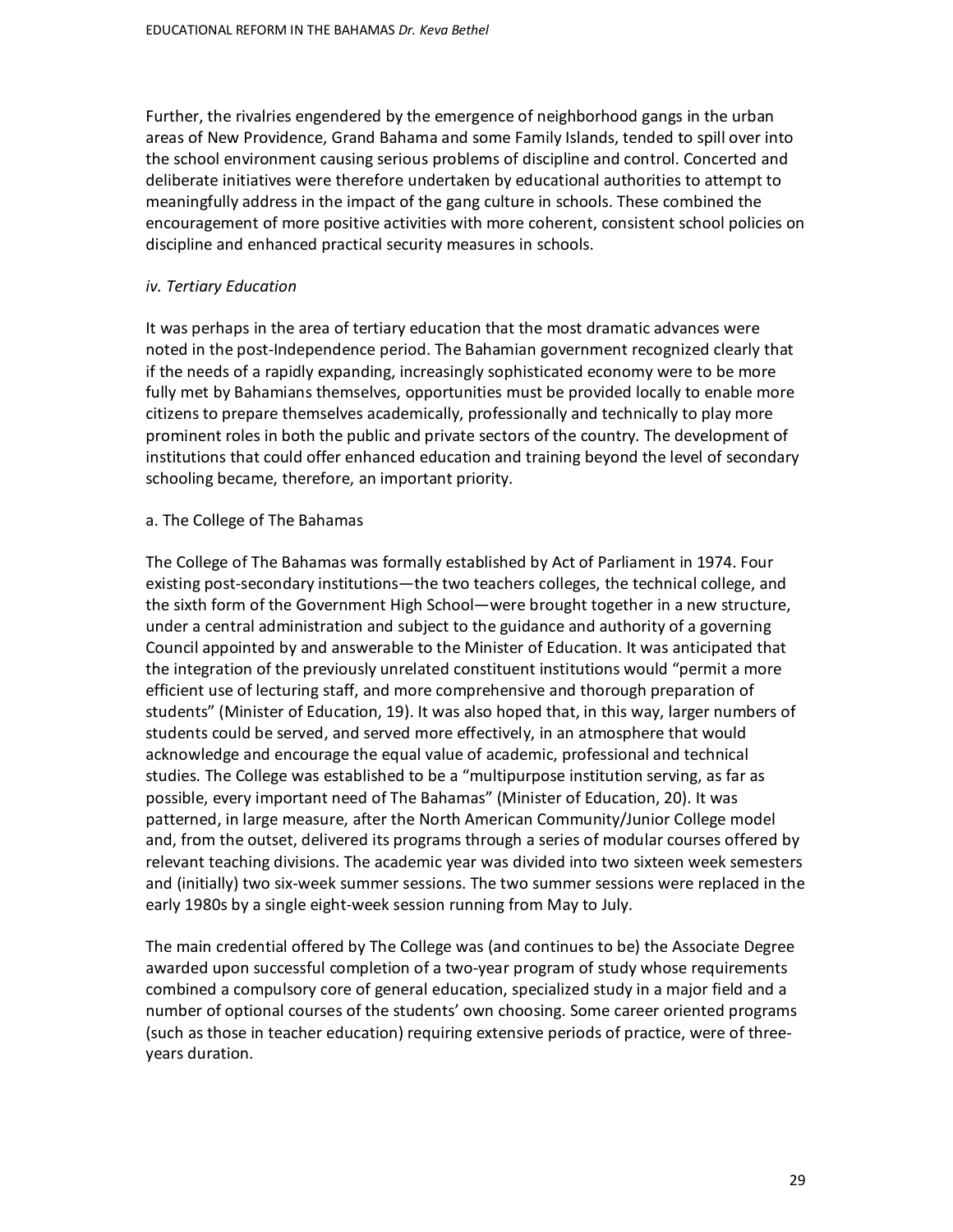Further, the rivalries engendered by the emergence of neighborhood gangs in the urban areas of New Providence, Grand Bahama and some Family Islands, tended to spill over into the school environment causing serious problems of discipline and control. Concerted and deliberate initiatives were therefore undertaken by educational authorities to attempt to meaningfully address in the impact of the gang culture in schools. These combined the encouragement of more positive activities with more coherent, consistent school policies on discipline and enhanced practical security measures in schools.

### *iv. Tertiary Education*

It was perhaps in the area of tertiary education that the most dramatic advances were noted in the post-Independence period. The Bahamian government recognized clearly that if the needs of a rapidly expanding, increasingly sophisticated economy were to be more fully met by Bahamians themselves, opportunities must be provided locally to enable more citizens to prepare themselves academically, professionally and technically to play more prominent roles in both the public and private sectors of the country. The development of institutions that could offer enhanced education and training beyond the level of secondary schooling became, therefore, an important priority.

#### a. The College of The Bahamas

The College of The Bahamas was formally established by Act of Parliament in 1974. Four existing post-secondary institutions—the two teachers colleges, the technical college, and the sixth form of the Government High School—were brought together in a new structure, under a central administration and subject to the guidance and authority of a governing Council appointed by and answerable to the Minister of Education. It was anticipated that the integration of the previously unrelated constituent institutions would "permit a more efficient use of lecturing staff, and more comprehensive and thorough preparation of students" (Minister of Education, 19). It was also hoped that, in this way, larger numbers of students could be served, and served more effectively, in an atmosphere that would acknowledge and encourage the equal value of academic, professional and technical studies. The College was established to be a "multipurpose institution serving, as far as possible, every important need of The Bahamas" (Minister of Education, 20). It was patterned, in large measure, after the North American Community/Junior College model and, from the outset, delivered its programs through a series of modular courses offered by relevant teaching divisions. The academic year was divided into two sixteen week semesters and (initially) two six-week summer sessions. The two summer sessions were replaced in the early 1980s by a single eight-week session running from May to July.

The main credential offered by The College was (and continues to be) the Associate Degree awarded upon successful completion of a two-year program of study whose requirements combined a compulsory core of general education, specialized study in a major field and a number of optional courses of the students' own choosing. Some career oriented programs (such as those in teacher education) requiring extensive periods of practice, were of three-years duration.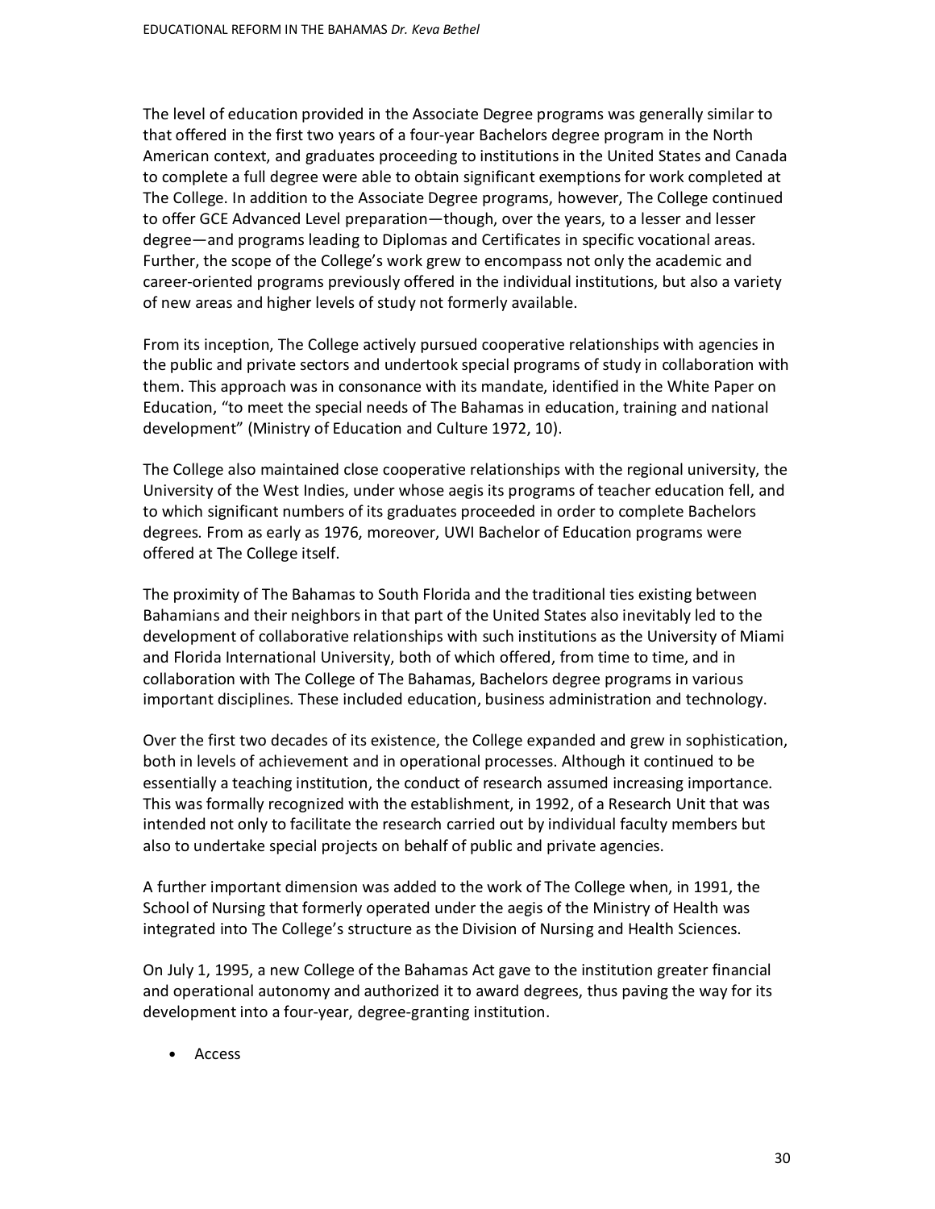The level of education provided in the Associate Degree programs was generally similar to that offered in the first two years of a four-year Bachelors degree program in the North American context, and graduates proceeding to institutions in the United States and Canada to complete a full degree were able to obtain significant exemptions for work completed at The College. In addition to the Associate Degree programs, however, The College continued to offer GCE Advanced Level preparation—though, over the years, to a lesser and lesser degree—and programs leading to Diplomas and Certificates in specific vocational areas. Further, the scope of the College's work grew to encompass not only the academic and career-oriented programs previously offered in the individual institutions, but also a variety of new areas and higher levels of study not formerly available.

From its inception, The College actively pursued cooperative relationships with agencies in the public and private sectors and undertook special programs of study in collaboration with them. This approach was in consonance with its mandate, identified in the White Paper on Education, "to meet the special needs of The Bahamas in education, training and national development" (Ministry of Education and Culture 1972, 10).

The College also maintained close cooperative relationships with the regional university, the University of the West Indies, under whose aegis its programs of teacher education fell, and to which significant numbers of its graduates proceeded in order to complete Bachelors degrees. From as early as 1976, moreover, UWI Bachelor of Education programs were offered at The College itself.

The proximity of The Bahamas to South Florida and the traditional ties existing between Bahamians and their neighbors in that part of the United States also inevitably led to the development of collaborative relationships with such institutions as the University of Miami and Florida International University, both of which offered, from time to time, and in collaboration with The College of The Bahamas, Bachelors degree programs in various important disciplines. These included education, business administration and technology.

Over the first two decades of its existence, the College expanded and grew in sophistication, both in levels of achievement and in operational processes. Although it continued to be essentially a teaching institution, the conduct of research assumed increasing importance. This was formally recognized with the establishment, in 1992, of a Research Unit that was intended not only to facilitate the research carried out by individual faculty members but also to undertake special projects on behalf of public and private agencies.

A further important dimension was added to the work of The College when, in 1991, the School of Nursing that formerly operated under the aegis of the Ministry of Health was integrated into The College's structure as the Division of Nursing and Health Sciences.

On July 1, 1995, a new College of the Bahamas Act gave to the institution greater financial and operational autonomy and authorized it to award degrees, thus paving the way for its development into a four-year, degree-granting institution.

- Access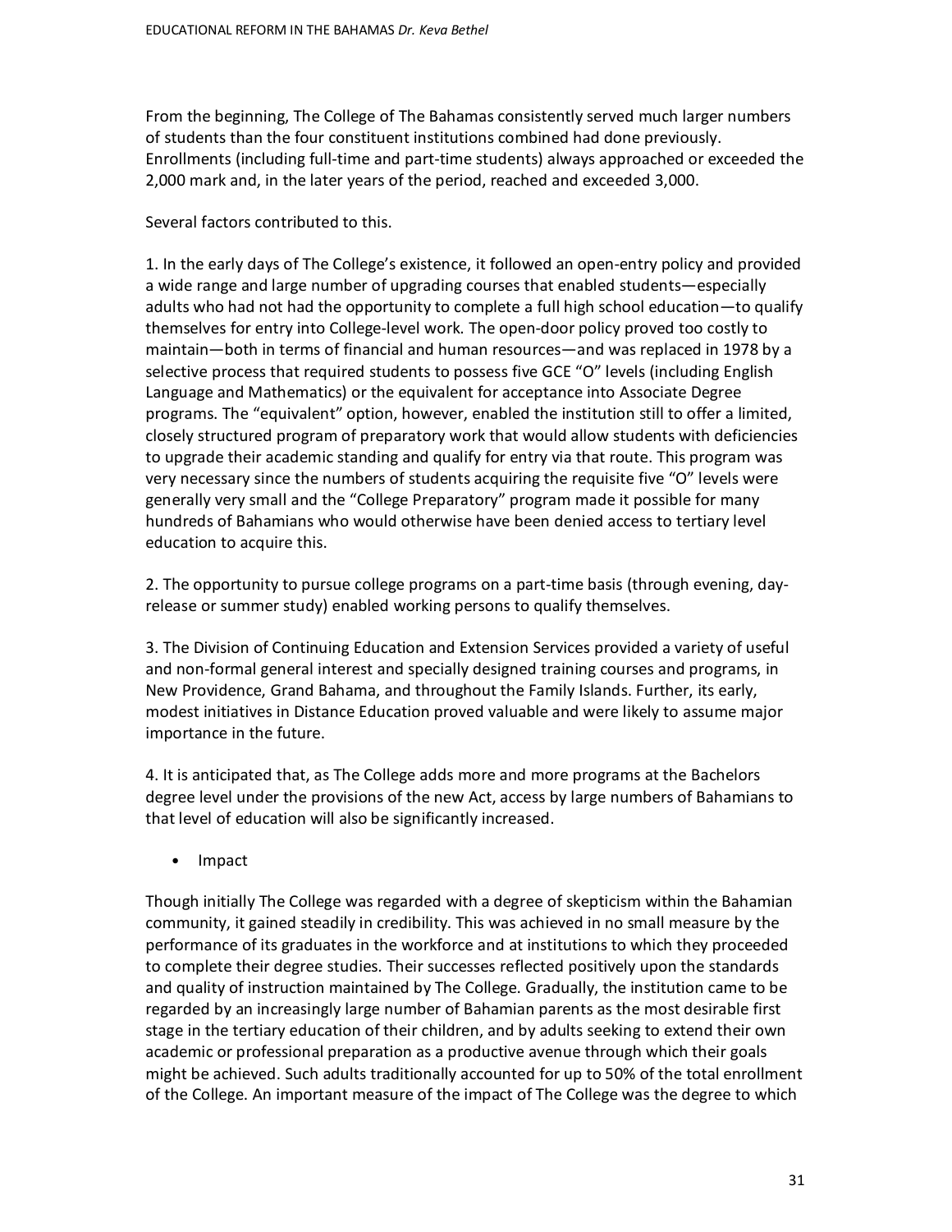From the beginning, The College of The Bahamas consistently served much larger numbers of students than the four constituent institutions combined had done previously. Enrollments (including full-time and part-time students) always approached or exceeded the 2,000 mark and, in the later years of the period, reached and exceeded 3,000.

Several factors contributed to this.

1. In the early days of The College's existence, it followed an open-entry policy and provided a wide range and large number of upgrading courses that enabled students—especially adults who had not had the opportunity to complete a full high school education—to qualify themselves for entry into College-level work. The open-door policy proved too costly to maintain—both in terms of financial and human resources—and was replaced in 1978 by a selective process that required students to possess five GCE "O" levels (including English Language and Mathematics) or the equivalent for acceptance into Associate Degree programs. The "equivalent" option, however, enabled the institution still to offer a limited, closely structured program of preparatory work that would allow students with deficiencies to upgrade their academic standing and qualify for entry via that route. This program was very necessary since the numbers of students acquiring the requisite five "O" levels were generally very small and the "College Preparatory" program made it possible for many hundreds of Bahamians who would otherwise have been denied access to tertiary level education to acquire this.

2. The opportunity to pursue college programs on a part-time basis (through evening, day-release or summer study) enabled working persons to qualify themselves.

3. The Division of Continuing Education and Extension Services provided a variety of useful and non-formal general interest and specially designed training courses and programs, in New Providence, Grand Bahama, and throughout the Family Islands. Further, its early, modest initiatives in Distance Education proved valuable and were likely to assume major importance in the future.

4. It is anticipated that, as The College adds more and more programs at the Bachelors degree level under the provisions of the new Act, access by large numbers of Bahamians to that level of education will also be significantly increased.

- Impact

Though initially The College was regarded with a degree of skepticism within the Bahamian community, it gained steadily in credibility. This was achieved in no small measure by the performance of its graduates in the workforce and at institutions to which they proceeded to complete their degree studies. Their successes reflected positively upon the standards and quality of instruction maintained by The College. Gradually, the institution came to be regarded by an increasingly large number of Bahamian parents as the most desirable first stage in the tertiary education of their children, and by adults seeking to extend their own academic or professional preparation as a productive avenue through which their goals might be achieved. Such adults traditionally accounted for up to 50% of the total enrollment of the College. An important measure of the impact of The College was the degree to which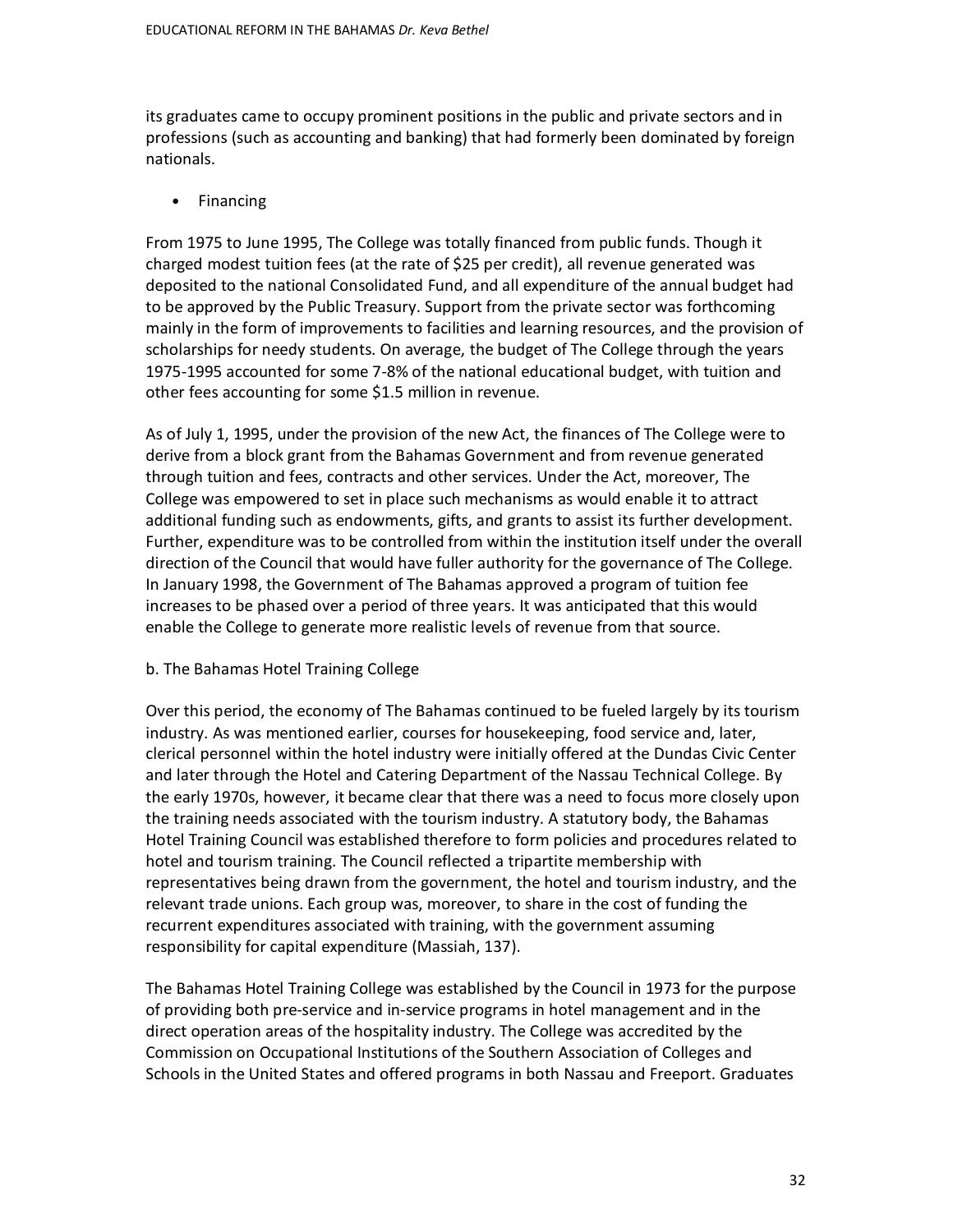its graduates came to occupy prominent positions in the public and private sectors and in professions (such as accounting and banking) that had formerly been dominated by foreign nationals.

- Financing

From 1975 to June 1995, The College was totally financed from public funds. Though it charged modest tuition fees (at the rate of $25 per credit), all revenue generated was deposited to the national Consolidated Fund, and all expenditure of the annual budget had to be approved by the Public Treasury. Support from the private sector was forthcoming mainly in the form of improvements to facilities and learning resources, and the provision of scholarships for needy students. On average, the budget of The College through the years 1975-1995 accounted for some 7-8% of the national educational budget, with tuition and other fees accounting for some $1.5 million in revenue.

As of July 1, 1995, under the provision of the new Act, the finances of The College were to derive from a block grant from the Bahamas Government and from revenue generated through tuition and fees, contracts and other services. Under the Act, moreover, The College was empowered to set in place such mechanisms as would enable it to attract additional funding such as endowments, gifts, and grants to assist its further development. Further, expenditure was to be controlled from within the institution itself under the overall direction of the Council that would have fuller authority for the governance of The College. In January 1998, the Government of The Bahamas approved a program of tuition fee increases to be phased over a period of three years. It was anticipated that this would enable the College to generate more realistic levels of revenue from that source.

b. The Bahamas Hotel Training College

Over this period, the economy of The Bahamas continued to be fueled largely by its tourism industry. As was mentioned earlier, courses for housekeeping, food service and, later, clerical personnel within the hotel industry were initially offered at the Dundas Civic Center and later through the Hotel and Catering Department of the Nassau Technical College. By the early 1970s, however, it became clear that there was a need to focus more closely upon the training needs associated with the tourism industry. A statutory body, the Bahamas Hotel Training Council was established therefore to form policies and procedures related to hotel and tourism training. The Council reflected a tripartite membership with representatives being drawn from the government, the hotel and tourism industry, and the relevant trade unions. Each group was, moreover, to share in the cost of funding the recurrent expenditures associated with training, with the government assuming responsibility for capital expenditure (Massiah, 137).

The Bahamas Hotel Training College was established by the Council in 1973 for the purpose of providing both pre-service and in-service programs in hotel management and in the direct operation areas of the hospitality industry. The College was accredited by the Commission on Occupational Institutions of the Southern Association of Colleges and Schools in the United States and offered programs in both Nassau and Freeport. Graduates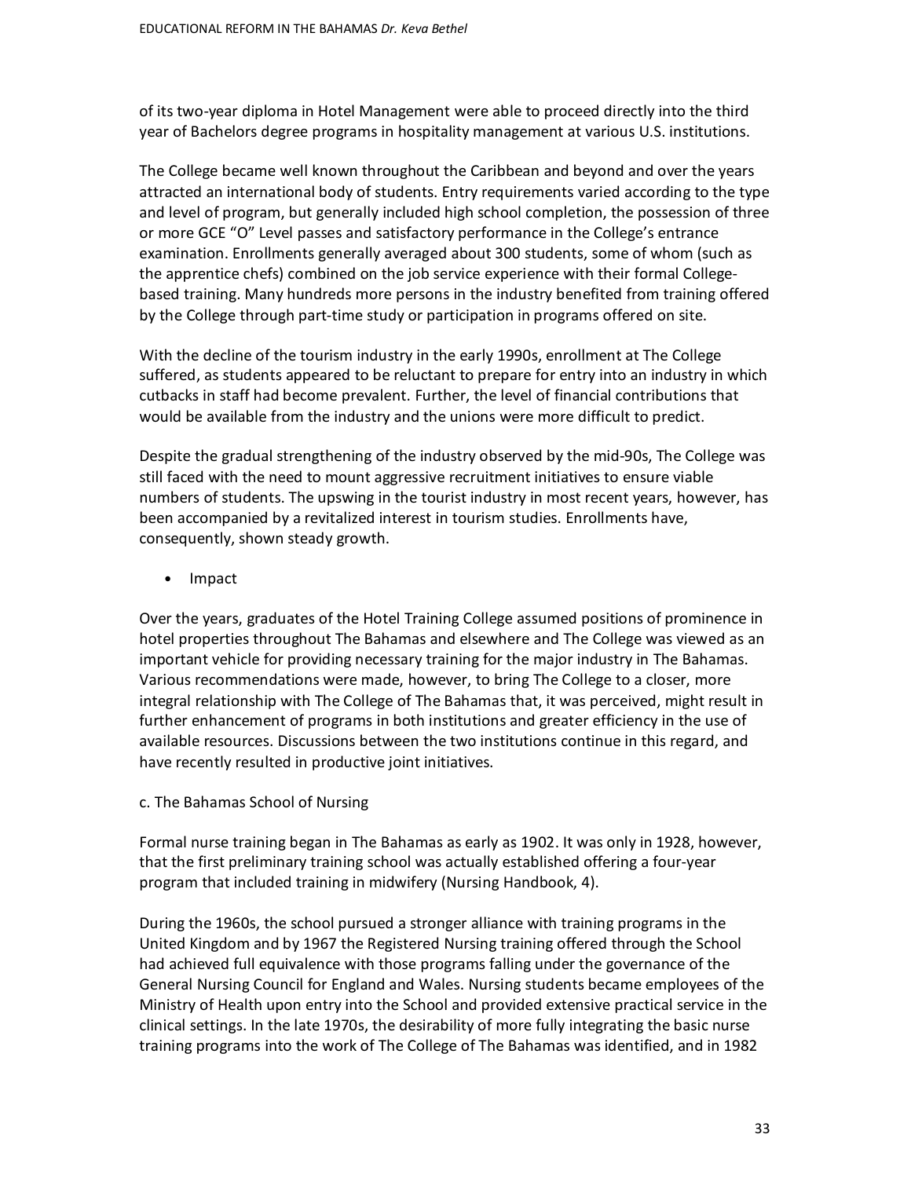of its two-year diploma in Hotel Management were able to proceed directly into the third year of Bachelors degree programs in hospitality management at various U.S. institutions.

The College became well known throughout the Caribbean and beyond and over the years attracted an international body of students. Entry requirements varied according to the type and level of program, but generally included high school completion, the possession of three or more GCE "O" Level passes and satisfactory performance in the College's entrance examination. Enrollments generally averaged about 300 students, some of whom (such as the apprentice chefs) combined on the job service experience with their formal College-based training. Many hundreds more persons in the industry benefited from training offered by the College through part-time study or participation in programs offered on site.

With the decline of the tourism industry in the early 1990s, enrollment at The College suffered, as students appeared to be reluctant to prepare for entry into an industry in which cutbacks in staff had become prevalent. Further, the level of financial contributions that would be available from the industry and the unions were more difficult to predict.

Despite the gradual strengthening of the industry observed by the mid-90s, The College was still faced with the need to mount aggressive recruitment initiatives to ensure viable numbers of students. The upswing in the tourist industry in most recent years, however, has been accompanied by a revitalized interest in tourism studies. Enrollments have, consequently, shown steady growth.

- Impact

Over the years, graduates of the Hotel Training College assumed positions of prominence in hotel properties throughout The Bahamas and elsewhere and The College was viewed as an important vehicle for providing necessary training for the major industry in The Bahamas. Various recommendations were made, however, to bring The College to a closer, more integral relationship with The College of The Bahamas that, it was perceived, might result in further enhancement of programs in both institutions and greater efficiency in the use of available resources. Discussions between the two institutions continue in this regard, and have recently resulted in productive joint initiatives.

c. The Bahamas School of Nursing

Formal nurse training began in The Bahamas as early as 1902. It was only in 1928, however, that the first preliminary training school was actually established offering a four-year program that included training in midwifery (Nursing Handbook, 4).

During the 1960s, the school pursued a stronger alliance with training programs in the United Kingdom and by 1967 the Registered Nursing training offered through the School had achieved full equivalence with those programs falling under the governance of the General Nursing Council for England and Wales. Nursing students became employees of the Ministry of Health upon entry into the School and provided extensive practical service in the clinical settings. In the late 1970s, the desirability of more fully integrating the basic nurse training programs into the work of The College of The Bahamas was identified, and in 1982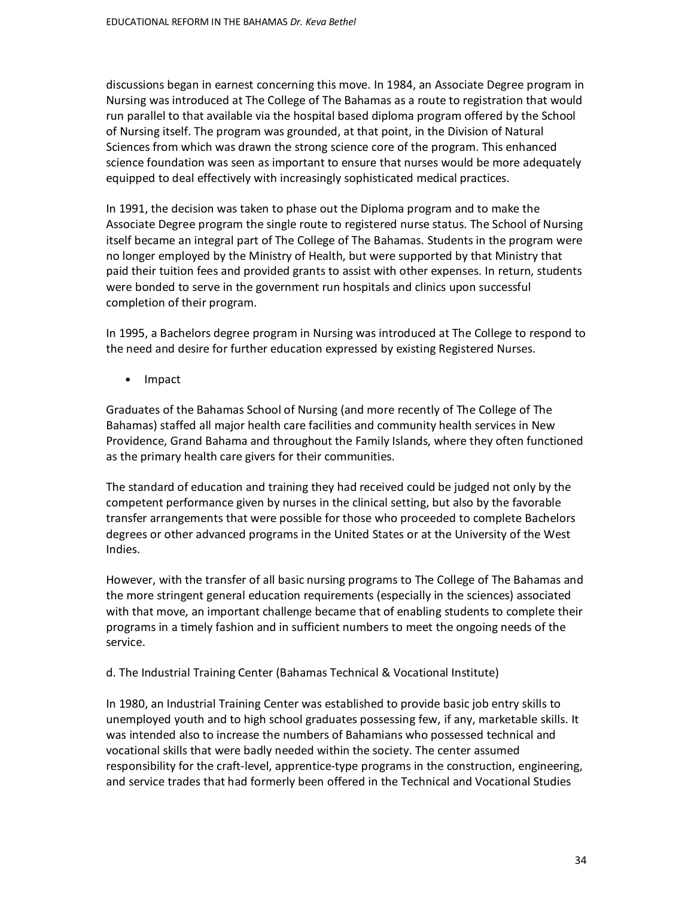discussions began in earnest concerning this move. In 1984, an Associate Degree program in Nursing was introduced at The College of The Bahamas as a route to registration that would run parallel to that available via the hospital based diploma program offered by the School of Nursing itself. The program was grounded, at that point, in the Division of Natural Sciences from which was drawn the strong science core of the program. This enhanced science foundation was seen as important to ensure that nurses would be more adequately equipped to deal effectively with increasingly sophisticated medical practices.

In 1991, the decision was taken to phase out the Diploma program and to make the Associate Degree program the single route to registered nurse status. The School of Nursing itself became an integral part of The College of The Bahamas. Students in the program were no longer employed by the Ministry of Health, but were supported by that Ministry that paid their tuition fees and provided grants to assist with other expenses. In return, students were bonded to serve in the government run hospitals and clinics upon successful completion of their program.

In 1995, a Bachelors degree program in Nursing was introduced at The College to respond to the need and desire for further education expressed by existing Registered Nurses.

- Impact

Graduates of the Bahamas School of Nursing (and more recently of The College of The Bahamas) staffed all major health care facilities and community health services in New Providence, Grand Bahama and throughout the Family Islands, where they often functioned as the primary health care givers for their communities.

The standard of education and training they had received could be judged not only by the competent performance given by nurses in the clinical setting, but also by the favorable transfer arrangements that were possible for those who proceeded to complete Bachelors degrees or other advanced programs in the United States or at the University of the West Indies.

However, with the transfer of all basic nursing programs to The College of The Bahamas and the more stringent general education requirements (especially in the sciences) associated with that move, an important challenge became that of enabling students to complete their programs in a timely fashion and in sufficient numbers to meet the ongoing needs of the service.

d. The Industrial Training Center (Bahamas Technical & Vocational Institute)

In 1980, an Industrial Training Center was established to provide basic job entry skills to unemployed youth and to high school graduates possessing few, if any, marketable skills. It was intended also to increase the numbers of Bahamians who possessed technical and vocational skills that were badly needed within the society. The center assumed responsibility for the craft-level, apprentice-type programs in the construction, engineering, and service trades that had formerly been offered in the Technical and Vocational Studies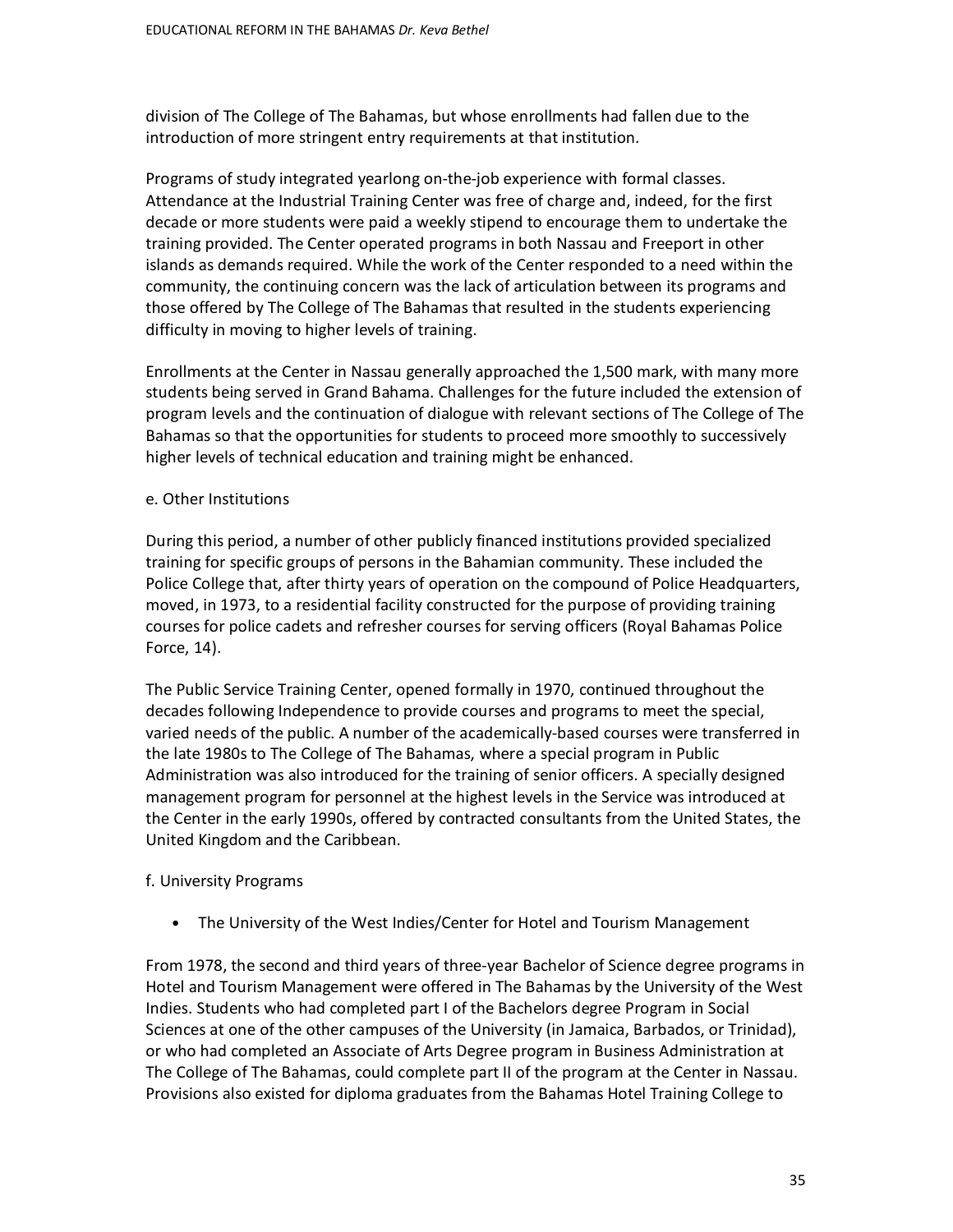division of The College of The Bahamas, but whose enrollments had fallen due to the introduction of more stringent entry requirements at that institution.

Programs of study integrated yearlong on-the-job experience with formal classes. Attendance at the Industrial Training Center was free of charge and, indeed, for the first decade or more students were paid a weekly stipend to encourage them to undertake the training provided. The Center operated programs in both Nassau and Freeport in other islands as demands required. While the work of the Center responded to a need within the community, the continuing concern was the lack of articulation between its programs and those offered by The College of The Bahamas that resulted in the students experiencing difficulty in moving to higher levels of training.

Enrollments at the Center in Nassau generally approached the 1,500 mark, with many more students being served in Grand Bahama. Challenges for the future included the extension of program levels and the continuation of dialogue with relevant sections of The College of The Bahamas so that the opportunities for students to proceed more smoothly to successively higher levels of technical education and training might be enhanced.

e. Other Institutions

During this period, a number of other publicly financed institutions provided specialized training for specific groups of persons in the Bahamian community. These included the Police College that, after thirty years of operation on the compound of Police Headquarters, moved, in 1973, to a residential facility constructed for the purpose of providing training courses for police cadets and refresher courses for serving officers (Royal Bahamas Police Force, 14).

The Public Service Training Center, opened formally in 1970, continued throughout the decades following Independence to provide courses and programs to meet the special, varied needs of the public. A number of the academically-based courses were transferred in the late 1980s to The College of The Bahamas, where a special program in Public Administration was also introduced for the training of senior officers. A specially designed management program for personnel at the highest levels in the Service was introduced at the Center in the early 1990s, offered by contracted consultants from the United States, the United Kingdom and the Caribbean.

f. University Programs

- The University of the West Indies/Center for Hotel and Tourism Management

From 1978, the second and third years of three-year Bachelor of Science degree programs in Hotel and Tourism Management were offered in The Bahamas by the University of the West Indies. Students who had completed part I of the Bachelors degree Program in Social Sciences at one of the other campuses of the University (in Jamaica, Barbados, or Trinidad), or who had completed an Associate of Arts Degree program in Business Administration at The College of The Bahamas, could complete part II of the program at the Center in Nassau. Provisions also existed for diploma graduates from the Bahamas Hotel Training College to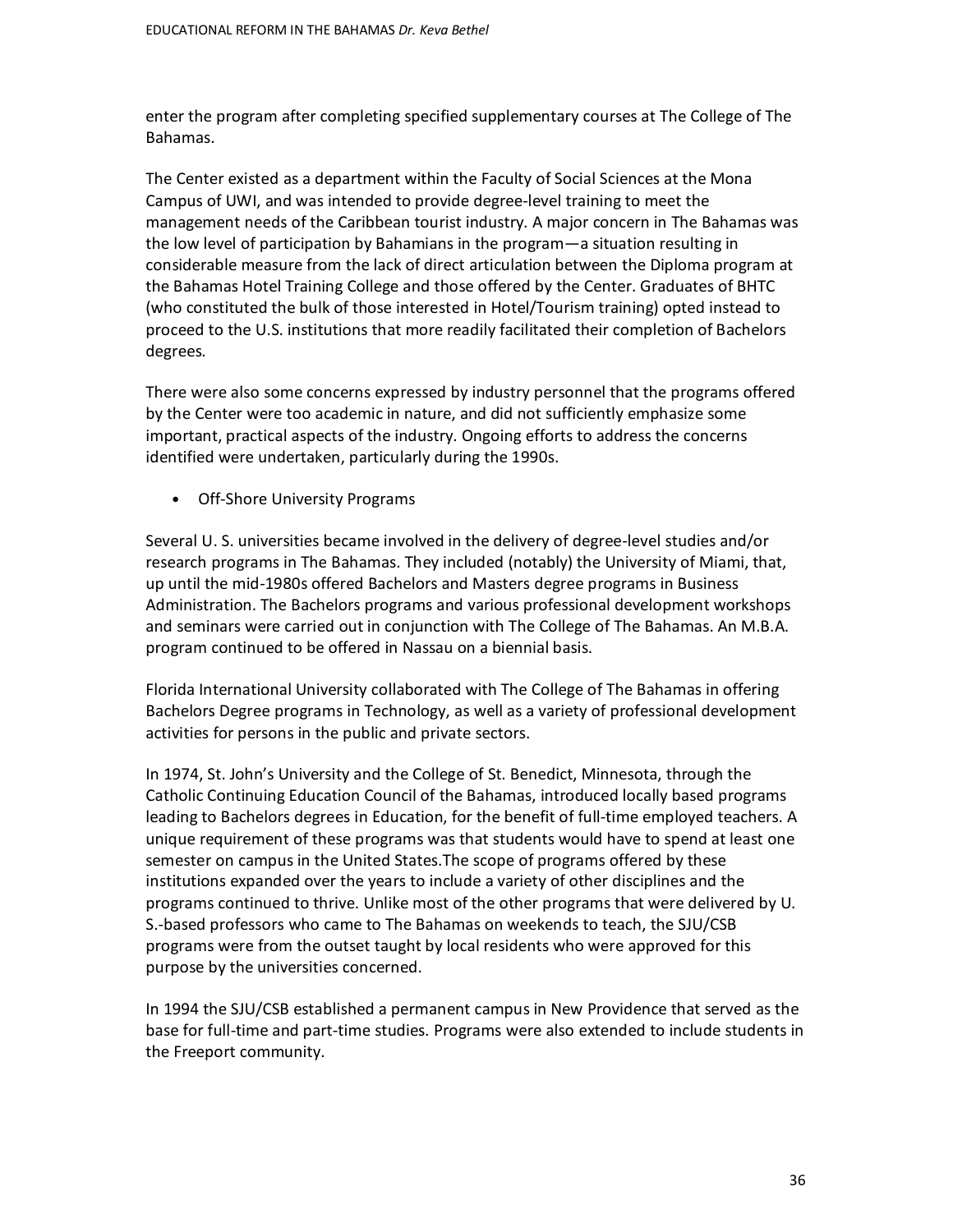enter the program after completing specified supplementary courses at The College of The Bahamas.

The Center existed as a department within the Faculty of Social Sciences at the Mona Campus of UWI, and was intended to provide degree-level training to meet the management needs of the Caribbean tourist industry. A major concern in The Bahamas was the low level of participation by Bahamians in the program—a situation resulting in considerable measure from the lack of direct articulation between the Diploma program at the Bahamas Hotel Training College and those offered by the Center. Graduates of BHTC (who constituted the bulk of those interested in Hotel/Tourism training) opted instead to proceed to the U.S. institutions that more readily facilitated their completion of Bachelors degrees.

There were also some concerns expressed by industry personnel that the programs offered by the Center were too academic in nature, and did not sufficiently emphasize some important, practical aspects of the industry. Ongoing efforts to address the concerns identified were undertaken, particularly during the 1990s.

- Off-Shore University Programs

Several U. S. universities became involved in the delivery of degree-level studies and/or research programs in The Bahamas. They included (notably) the University of Miami, that, up until the mid-1980s offered Bachelors and Masters degree programs in Business Administration. The Bachelors programs and various professional development workshops and seminars were carried out in conjunction with The College of The Bahamas. An M.B.A. program continued to be offered in Nassau on a biennial basis.

Florida International University collaborated with The College of The Bahamas in offering Bachelors Degree programs in Technology, as well as a variety of professional development activities for persons in the public and private sectors.

In 1974, St. John's University and the College of St. Benedict, Minnesota, through the Catholic Continuing Education Council of the Bahamas, introduced locally based programs leading to Bachelors degrees in Education, for the benefit of full-time employed teachers. A unique requirement of these programs was that students would have to spend at least one semester on campus in the United States.The scope of programs offered by these institutions expanded over the years to include a variety of other disciplines and the programs continued to thrive. Unlike most of the other programs that were delivered by U. S.-based professors who came to The Bahamas on weekends to teach, the SJU/CSB programs were from the outset taught by local residents who were approved for this purpose by the universities concerned.

In 1994 the SJU/CSB established a permanent campus in New Providence that served as the base for full-time and part-time studies. Programs were also extended to include students in the Freeport community.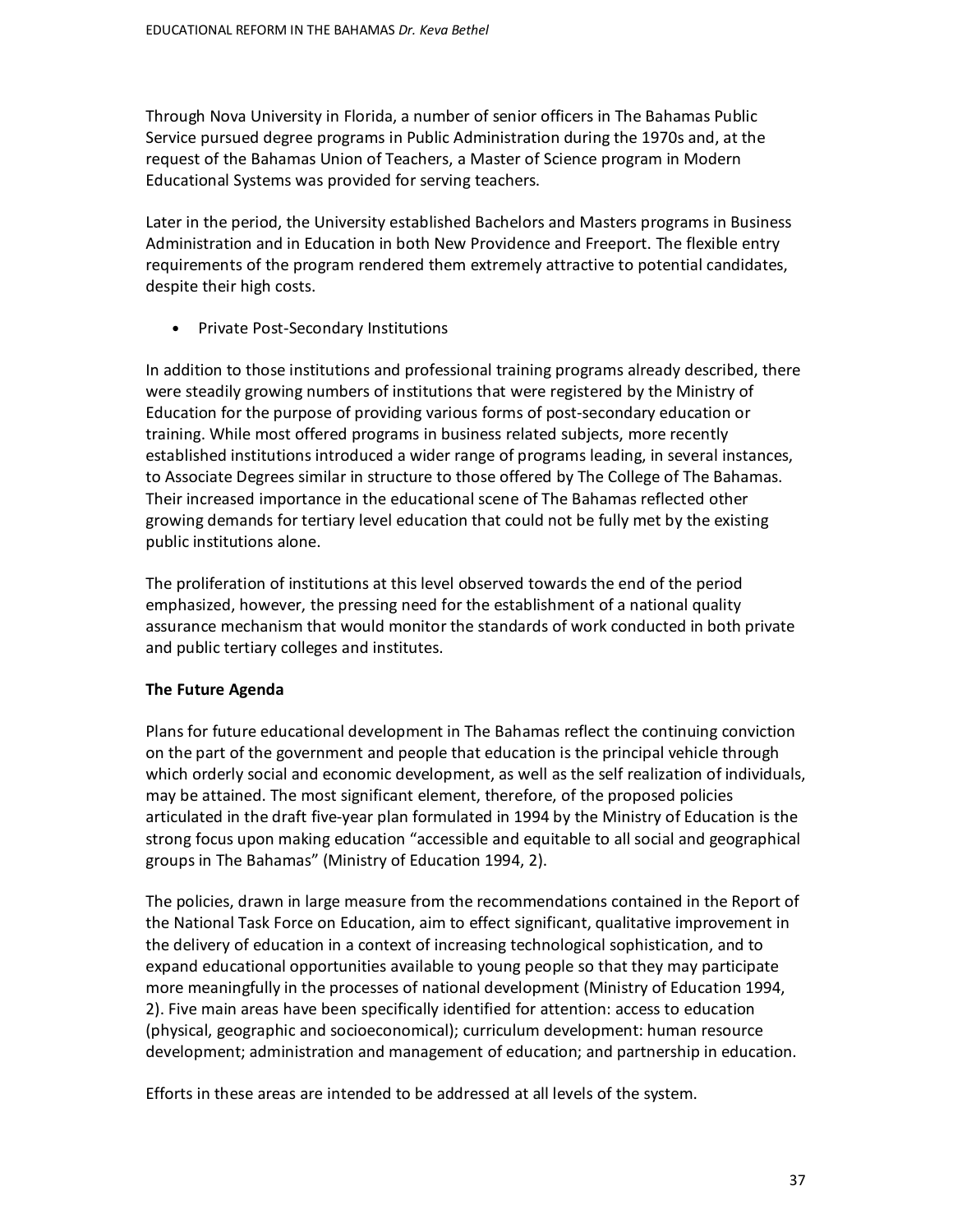Through Nova University in Florida, a number of senior officers in The Bahamas Public Service pursued degree programs in Public Administration during the 1970s and, at the request of the Bahamas Union of Teachers, a Master of Science program in Modern Educational Systems was provided for serving teachers.

Later in the period, the University established Bachelors and Masters programs in Business Administration and in Education in both New Providence and Freeport. The flexible entry requirements of the program rendered them extremely attractive to potential candidates, despite their high costs.

- Private Post-Secondary Institutions

In addition to those institutions and professional training programs already described, there were steadily growing numbers of institutions that were registered by the Ministry of Education for the purpose of providing various forms of post-secondary education or training. While most offered programs in business related subjects, more recently established institutions introduced a wider range of programs leading, in several instances, to Associate Degrees similar in structure to those offered by The College of The Bahamas. Their increased importance in the educational scene of The Bahamas reflected other growing demands for tertiary level education that could not be fully met by the existing public institutions alone.

The proliferation of institutions at this level observed towards the end of the period emphasized, however, the pressing need for the establishment of a national quality assurance mechanism that would monitor the standards of work conducted in both private and public tertiary colleges and institutes.

**The Future Agenda**

Plans for future educational development in The Bahamas reflect the continuing conviction on the part of the government and people that education is the principal vehicle through which orderly social and economic development, as well as the self realization of individuals, may be attained. The most significant element, therefore, of the proposed policies articulated in the draft five-year plan formulated in 1994 by the Ministry of Education is the strong focus upon making education "accessible and equitable to all social and geographical groups in The Bahamas" (Ministry of Education 1994, 2).

The policies, drawn in large measure from the recommendations contained in the Report of the National Task Force on Education, aim to effect significant, qualitative improvement in the delivery of education in a context of increasing technological sophistication, and to expand educational opportunities available to young people so that they may participate more meaningfully in the processes of national development (Ministry of Education 1994, 2). Five main areas have been specifically identified for attention: access to education (physical, geographic and socioeconomical); curriculum development: human resource development; administration and management of education; and partnership in education.

Efforts in these areas are intended to be addressed at all levels of the system.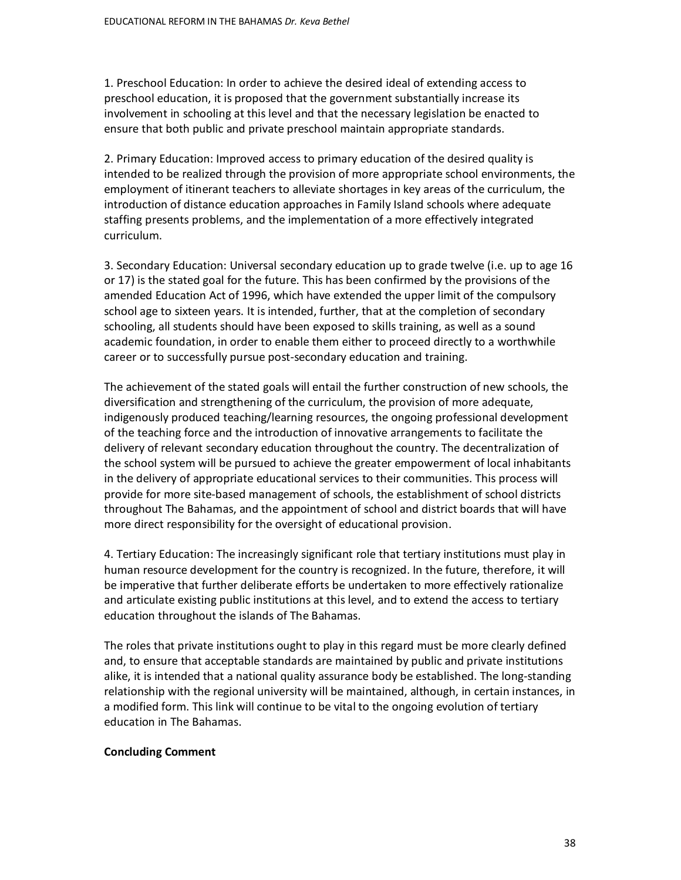1. Preschool Education: In order to achieve the desired ideal of extending access to preschool education, it is proposed that the government substantially increase its involvement in schooling at this level and that the necessary legislation be enacted to ensure that both public and private preschool maintain appropriate standards.

2. Primary Education: Improved access to primary education of the desired quality is intended to be realized through the provision of more appropriate school environments, the employment of itinerant teachers to alleviate shortages in key areas of the curriculum, the introduction of distance education approaches in Family Island schools where adequate staffing presents problems, and the implementation of a more effectively integrated curriculum.

3. Secondary Education: Universal secondary education up to grade twelve (i.e. up to age 16 or 17) is the stated goal for the future. This has been confirmed by the provisions of the amended Education Act of 1996, which have extended the upper limit of the compulsory school age to sixteen years. It is intended, further, that at the completion of secondary schooling, all students should have been exposed to skills training, as well as a sound academic foundation, in order to enable them either to proceed directly to a worthwhile career or to successfully pursue post-secondary education and training.

The achievement of the stated goals will entail the further construction of new schools, the diversification and strengthening of the curriculum, the provision of more adequate, indigenously produced teaching/learning resources, the ongoing professional development of the teaching force and the introduction of innovative arrangements to facilitate the delivery of relevant secondary education throughout the country. The decentralization of the school system will be pursued to achieve the greater empowerment of local inhabitants in the delivery of appropriate educational services to their communities. This process will provide for more site-based management of schools, the establishment of school districts throughout The Bahamas, and the appointment of school and district boards that will have more direct responsibility for the oversight of educational provision.

4. Tertiary Education: The increasingly significant role that tertiary institutions must play in human resource development for the country is recognized. In the future, therefore, it will be imperative that further deliberate efforts be undertaken to more effectively rationalize and articulate existing public institutions at this level, and to extend the access to tertiary education throughout the islands of The Bahamas.

The roles that private institutions ought to play in this regard must be more clearly defined and, to ensure that acceptable standards are maintained by public and private institutions alike, it is intended that a national quality assurance body be established. The long-standing relationship with the regional university will be maintained, although, in certain instances, in a modified form. This link will continue to be vital to the ongoing evolution of tertiary education in The Bahamas.

**Concluding Comment**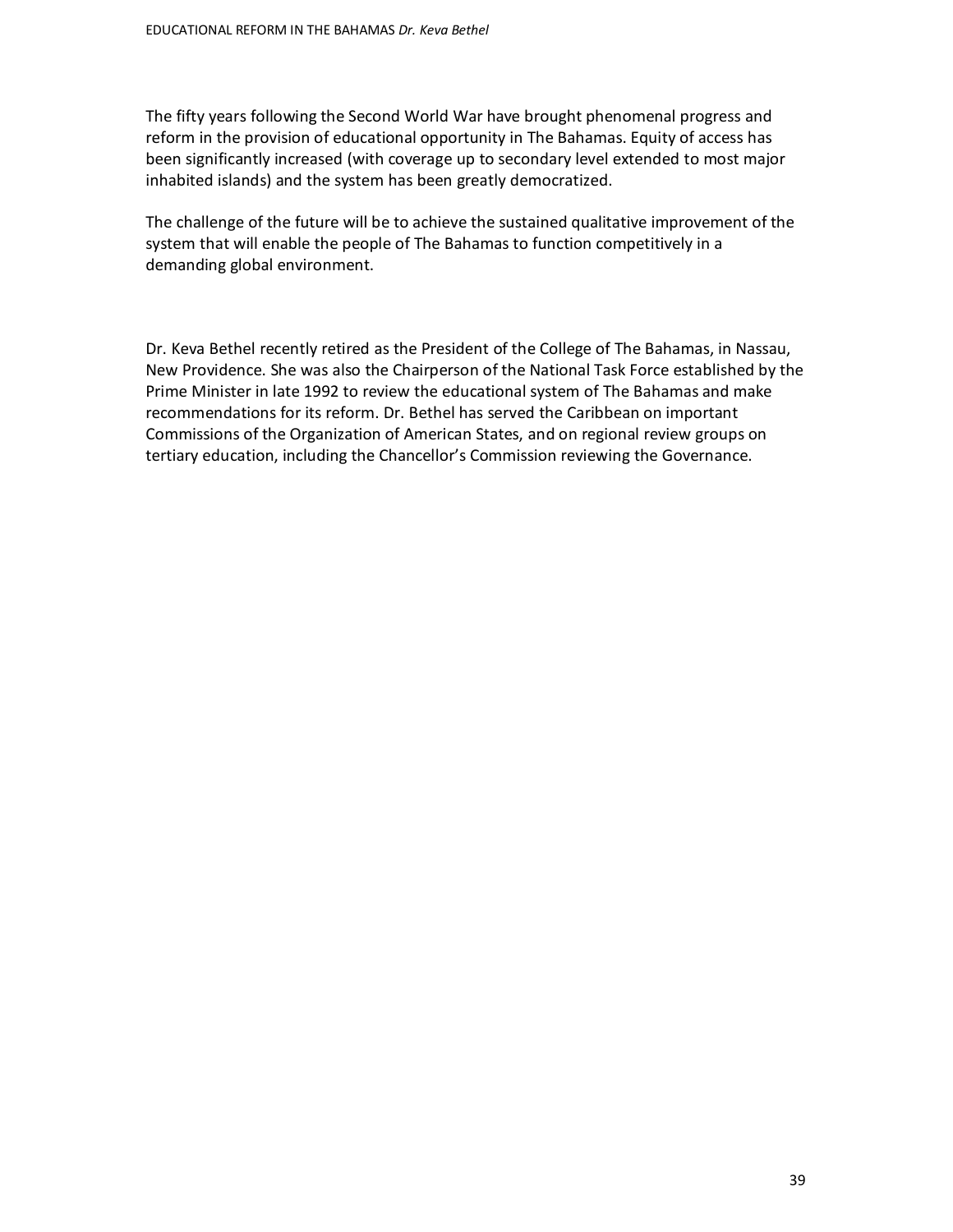The fifty years following the Second World War have brought phenomenal progress and reform in the provision of educational opportunity in The Bahamas. Equity of access has been significantly increased (with coverage up to secondary level extended to most major inhabited islands) and the system has been greatly democratized.

The challenge of the future will be to achieve the sustained qualitative improvement of the system that will enable the people of The Bahamas to function competitively in a demanding global environment.

Dr. Keva Bethel recently retired as the President of the College of The Bahamas, in Nassau, New Providence. She was also the Chairperson of the National Task Force established by the Prime Minister in late 1992 to review the educational system of The Bahamas and make recommendations for its reform. Dr. Bethel has served the Caribbean on important Commissions of the Organization of American States, and on regional review groups on tertiary education, including the Chancellor's Commission reviewing the Governance.